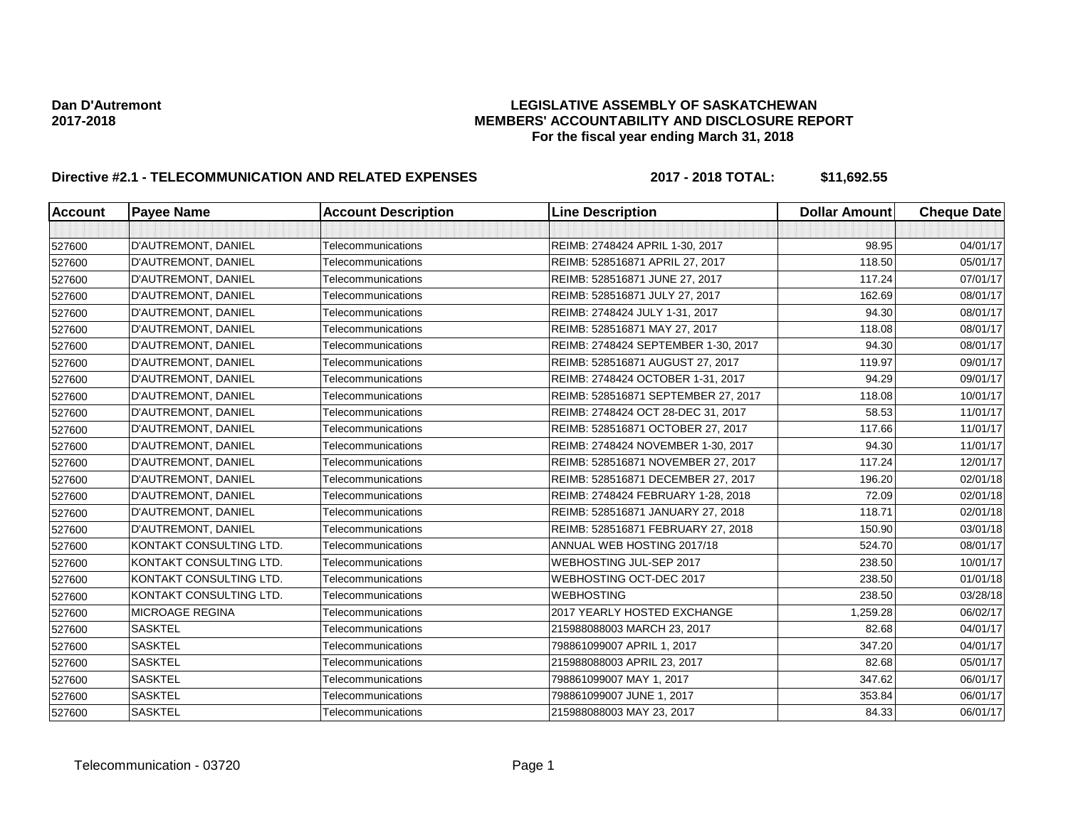**Dan D'Autremont**
**2017-2018**

# LEGISLATIVE ASSEMBLY OF SASKATCHEWAN
## MEMBERS' ACCOUNTABILITY AND DISCLOSURE REPORT
### For the fiscal year ending March 31, 2018

**Directive #2.1 - TELECOMMUNICATION AND RELATED EXPENSES** **2017 - 2018 TOTAL: $11,692.55**

| Account | Payee Name | Account Description | Line Description | Dollar Amount | Cheque Date |
|---|---|---|---|---|---|
| 527600 | D'AUTREMONT, DANIEL | Telecommunications | REIMB: 2748424 APRIL 1-30, 2017 | 98.95 | 04/01/17 |
| 527600 | D'AUTREMONT, DANIEL | Telecommunications | REIMB: 528516871 APRIL 27, 2017 | 118.50 | 05/01/17 |
| 527600 | D'AUTREMONT, DANIEL | Telecommunications | REIMB: 528516871 JUNE 27, 2017 | 117.24 | 07/01/17 |
| 527600 | D'AUTREMONT, DANIEL | Telecommunications | REIMB: 528516871 JULY 27, 2017 | 162.69 | 08/01/17 |
| 527600 | D'AUTREMONT, DANIEL | Telecommunications | REIMB: 2748424 JULY 1-31, 2017 | 94.30 | 08/01/17 |
| 527600 | D'AUTREMONT, DANIEL | Telecommunications | REIMB: 528516871 MAY 27, 2017 | 118.08 | 08/01/17 |
| 527600 | D'AUTREMONT, DANIEL | Telecommunications | REIMB: 2748424 SEPTEMBER 1-30, 2017 | 94.30 | 08/01/17 |
| 527600 | D'AUTREMONT, DANIEL | Telecommunications | REIMB: 528516871 AUGUST 27, 2017 | 119.97 | 09/01/17 |
| 527600 | D'AUTREMONT, DANIEL | Telecommunications | REIMB: 2748424 OCTOBER 1-31, 2017 | 94.29 | 09/01/17 |
| 527600 | D'AUTREMONT, DANIEL | Telecommunications | REIMB: 528516871 SEPTEMBER 27, 2017 | 118.08 | 10/01/17 |
| 527600 | D'AUTREMONT, DANIEL | Telecommunications | REIMB: 2748424 OCT 28-DEC 31, 2017 | 58.53 | 11/01/17 |
| 527600 | D'AUTREMONT, DANIEL | Telecommunications | REIMB: 528516871 OCTOBER 27, 2017 | 117.66 | 11/01/17 |
| 527600 | D'AUTREMONT, DANIEL | Telecommunications | REIMB: 2748424 NOVEMBER 1-30, 2017 | 94.30 | 11/01/17 |
| 527600 | D'AUTREMONT, DANIEL | Telecommunications | REIMB: 528516871 NOVEMBER 27, 2017 | 117.24 | 12/01/17 |
| 527600 | D'AUTREMONT, DANIEL | Telecommunications | REIMB: 528516871 DECEMBER 27, 2017 | 196.20 | 02/01/18 |
| 527600 | D'AUTREMONT, DANIEL | Telecommunications | REIMB: 2748424 FEBRUARY 1-28, 2018 | 72.09 | 02/01/18 |
| 527600 | D'AUTREMONT, DANIEL | Telecommunications | REIMB: 528516871 JANUARY 27, 2018 | 118.71 | 02/01/18 |
| 527600 | D'AUTREMONT, DANIEL | Telecommunications | REIMB: 528516871 FEBRUARY 27, 2018 | 150.90 | 03/01/18 |
| 527600 | KONTAKT CONSULTING LTD. | Telecommunications | ANNUAL WEB HOSTING 2017/18 | 524.70 | 08/01/17 |
| 527600 | KONTAKT CONSULTING LTD. | Telecommunications | WEBHOSTING JUL-SEP 2017 | 238.50 | 10/01/17 |
| 527600 | KONTAKT CONSULTING LTD. | Telecommunications | WEBHOSTING OCT-DEC 2017 | 238.50 | 01/01/18 |
| 527600 | KONTAKT CONSULTING LTD. | Telecommunications | WEBHOSTING | 238.50 | 03/28/18 |
| 527600 | MICROAGE REGINA | Telecommunications | 2017 YEARLY HOSTED EXCHANGE | 1,259.28 | 06/02/17 |
| 527600 | SASKTEL | Telecommunications | 215988088003 MARCH 23, 2017 | 82.68 | 04/01/17 |
| 527600 | SASKTEL | Telecommunications | 798861099007 APRIL 1, 2017 | 347.20 | 04/01/17 |
| 527600 | SASKTEL | Telecommunications | 215988088003 APRIL 23, 2017 | 82.68 | 05/01/17 |
| 527600 | SASKTEL | Telecommunications | 798861099007 MAY 1, 2017 | 347.62 | 06/01/17 |
| 527600 | SASKTEL | Telecommunications | 798861099007 JUNE 1, 2017 | 353.84 | 06/01/17 |
| 527600 | SASKTEL | Telecommunications | 215988088003 MAY 23, 2017 | 84.33 | 06/01/17 |

Telecommunication - 03720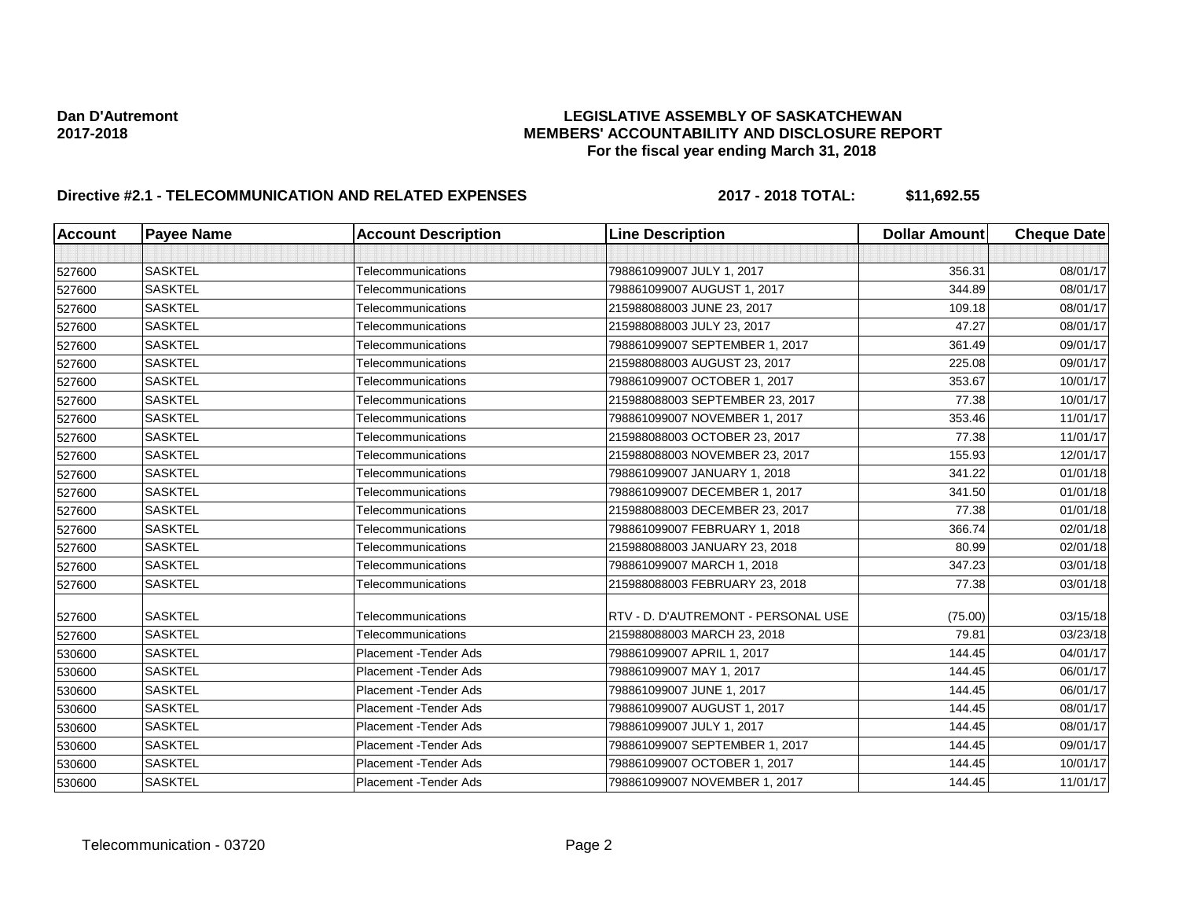**Dan D'Autremont**
**2017-2018**

**LEGISLATIVE ASSEMBLY OF SASKATCHEWAN**
**MEMBERS' ACCOUNTABILITY AND DISCLOSURE REPORT**
**For the fiscal year ending March 31, 2018**

**Directive #2.1 - TELECOMMUNICATION AND RELATED EXPENSES** **2017 - 2018 TOTAL: $11,692.55**

| Account | Payee Name | Account Description | Line Description | Dollar Amount | Cheque Date |
|---|---|---|---|---|---|
| | | | | | |
| 527600 | SASKTEL | Telecommunications | 798861099007 JULY 1, 2017 | 356.31 | 08/01/17 |
| 527600 | SASKTEL | Telecommunications | 798861099007 AUGUST 1, 2017 | 344.89 | 08/01/17 |
| 527600 | SASKTEL | Telecommunications | 215988088003 JUNE 23, 2017 | 109.18 | 08/01/17 |
| 527600 | SASKTEL | Telecommunications | 215988088003 JULY 23, 2017 | 47.27 | 08/01/17 |
| 527600 | SASKTEL | Telecommunications | 798861099007 SEPTEMBER 1, 2017 | 361.49 | 09/01/17 |
| 527600 | SASKTEL | Telecommunications | 215988088003 AUGUST 23, 2017 | 225.08 | 09/01/17 |
| 527600 | SASKTEL | Telecommunications | 798861099007 OCTOBER 1, 2017 | 353.67 | 10/01/17 |
| 527600 | SASKTEL | Telecommunications | 215988088003 SEPTEMBER 23, 2017 | 77.38 | 10/01/17 |
| 527600 | SASKTEL | Telecommunications | 798861099007 NOVEMBER 1, 2017 | 353.46 | 11/01/17 |
| 527600 | SASKTEL | Telecommunications | 215988088003 OCTOBER 23, 2017 | 77.38 | 11/01/17 |
| 527600 | SASKTEL | Telecommunications | 215988088003 NOVEMBER 23, 2017 | 155.93 | 12/01/17 |
| 527600 | SASKTEL | Telecommunications | 798861099007 JANUARY 1, 2018 | 341.22 | 01/01/18 |
| 527600 | SASKTEL | Telecommunications | 798861099007 DECEMBER 1, 2017 | 341.50 | 01/01/18 |
| 527600 | SASKTEL | Telecommunications | 215988088003 DECEMBER 23, 2017 | 77.38 | 01/01/18 |
| 527600 | SASKTEL | Telecommunications | 798861099007 FEBRUARY 1, 2018 | 366.74 | 02/01/18 |
| 527600 | SASKTEL | Telecommunications | 215988088003 JANUARY 23, 2018 | 80.99 | 02/01/18 |
| 527600 | SASKTEL | Telecommunications | 798861099007 MARCH 1, 2018 | 347.23 | 03/01/18 |
| 527600 | SASKTEL | Telecommunications | 215988088003 FEBRUARY 23, 2018 | 77.38 | 03/01/18 |
| 527600 | SASKTEL | Telecommunications | RTV - D. D'AUTREMONT - PERSONAL USE | (75.00) | 03/15/18 |
| 527600 | SASKTEL | Telecommunications | 215988088003 MARCH 23, 2018 | 79.81 | 03/23/18 |
| 530600 | SASKTEL | Placement -Tender Ads | 798861099007 APRIL 1, 2017 | 144.45 | 04/01/17 |
| 530600 | SASKTEL | Placement -Tender Ads | 798861099007 MAY 1, 2017 | 144.45 | 06/01/17 |
| 530600 | SASKTEL | Placement -Tender Ads | 798861099007 JUNE 1, 2017 | 144.45 | 06/01/17 |
| 530600 | SASKTEL | Placement -Tender Ads | 798861099007 AUGUST 1, 2017 | 144.45 | 08/01/17 |
| 530600 | SASKTEL | Placement -Tender Ads | 798861099007 JULY 1, 2017 | 144.45 | 08/01/17 |
| 530600 | SASKTEL | Placement -Tender Ads | 798861099007 SEPTEMBER 1, 2017 | 144.45 | 09/01/17 |
| 530600 | SASKTEL | Placement -Tender Ads | 798861099007 OCTOBER 1, 2017 | 144.45 | 10/01/17 |
| 530600 | SASKTEL | Placement -Tender Ads | 798861099007 NOVEMBER 1, 2017 | 144.45 | 11/01/17 |

Telecommunication - 03720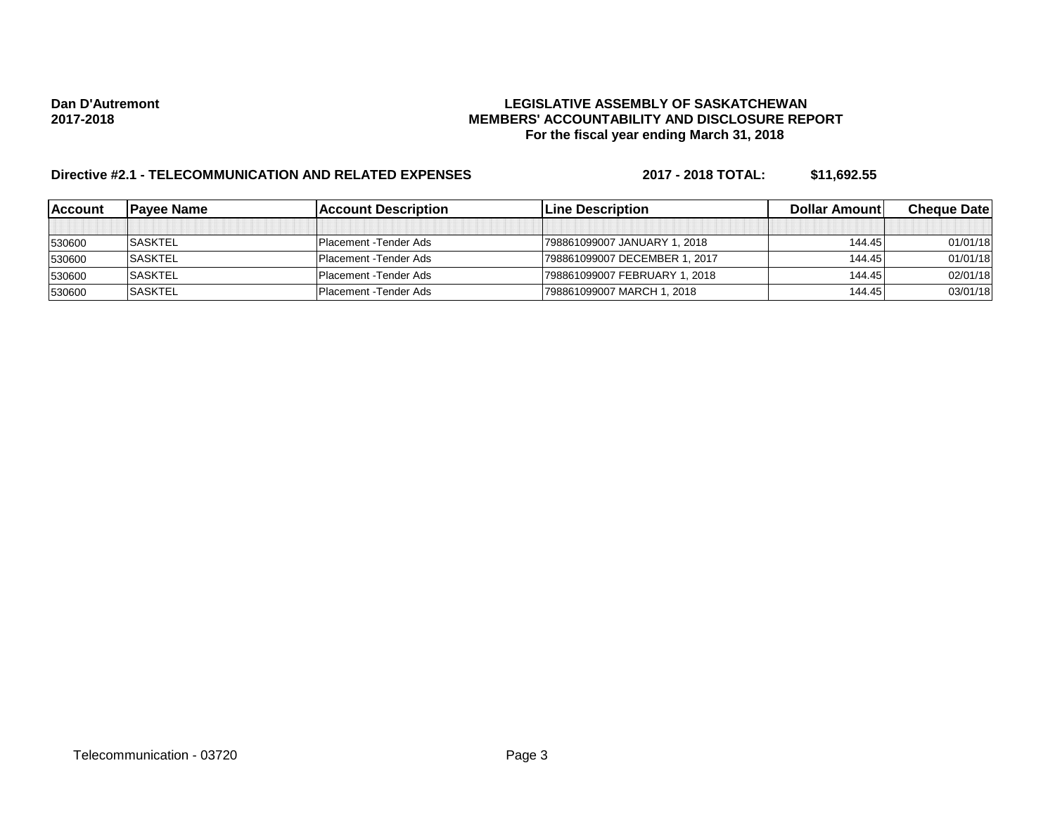**Dan D'Autremont**
**2017-2018**

**LEGISLATIVE ASSEMBLY OF SASKATCHEWAN**
**MEMBERS' ACCOUNTABILITY AND DISCLOSURE REPORT**
**For the fiscal year ending March 31, 2018**

**Directive #2.1 - TELECOMMUNICATION AND RELATED EXPENSES** **2017 - 2018 TOTAL: $11,692.55**

| Account | Payee Name | Account Description | Line Description | Dollar Amount | Cheque Date |
|---|---|---|---|---|---|
| | | | | | |
| 530600 | SASKTEL | Placement -Tender Ads | 798861099007 JANUARY 1, 2018 | 144.45 | 01/01/18 |
| 530600 | SASKTEL | Placement -Tender Ads | 798861099007 DECEMBER 1, 2017 | 144.45 | 01/01/18 |
| 530600 | SASKTEL | Placement -Tender Ads | 798861099007 FEBRUARY 1, 2018 | 144.45 | 02/01/18 |
| 530600 | SASKTEL | Placement -Tender Ads | 798861099007 MARCH 1, 2018 | 144.45 | 03/01/18 |

Telecommunication - 03720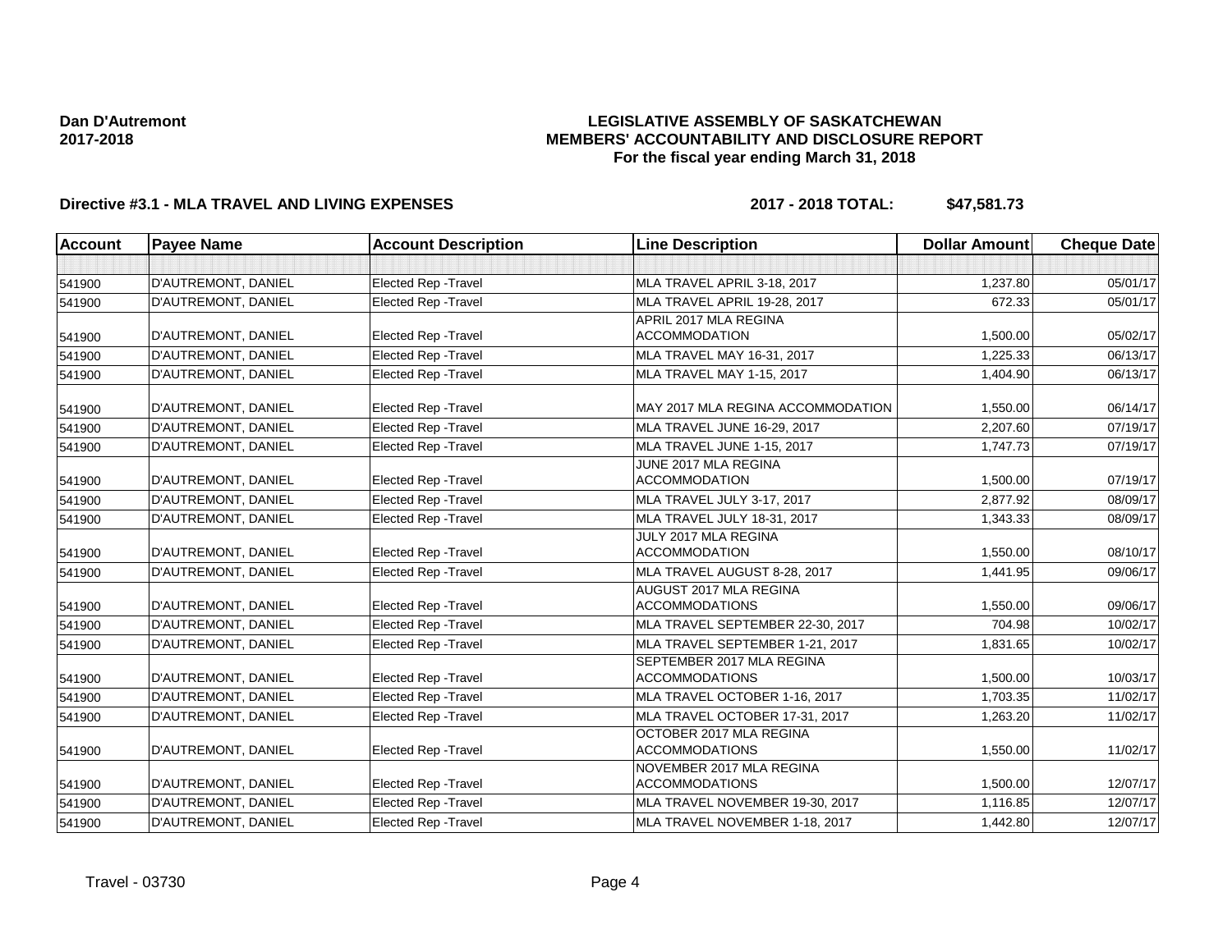**Dan D'Autremont**
**2017-2018**

# LEGISLATIVE ASSEMBLY OF SASKATCHEWAN
## MEMBERS' ACCOUNTABILITY AND DISCLOSURE REPORT
### For the fiscal year ending March 31, 2018

**Directive #3.1 - MLA TRAVEL AND LIVING EXPENSES** **2017 - 2018 TOTAL: $47,581.73**

| Account | Payee Name | Account Description | Line Description | Dollar Amount | Cheque Date |
|---|---|---|---|---|---|
| | | | | | |
| 541900 | D'AUTREMONT, DANIEL | Elected Rep -Travel | MLA TRAVEL APRIL 3-18, 2017 | 1,237.80 | 05/01/17 |
| 541900 | D'AUTREMONT, DANIEL | Elected Rep -Travel | MLA TRAVEL APRIL 19-28, 2017 | 672.33 | 05/01/17 |
| 541900 | D'AUTREMONT, DANIEL | Elected Rep -Travel | APRIL 2017 MLA REGINA ACCOMMODATION | 1,500.00 | 05/02/17 |
| 541900 | D'AUTREMONT, DANIEL | Elected Rep -Travel | MLA TRAVEL MAY 16-31, 2017 | 1,225.33 | 06/13/17 |
| 541900 | D'AUTREMONT, DANIEL | Elected Rep -Travel | MLA TRAVEL MAY 1-15, 2017 | 1,404.90 | 06/13/17 |
| 541900 | D'AUTREMONT, DANIEL | Elected Rep -Travel | MAY 2017 MLA REGINA ACCOMMODATION | 1,550.00 | 06/14/17 |
| 541900 | D'AUTREMONT, DANIEL | Elected Rep -Travel | MLA TRAVEL JUNE 16-29, 2017 | 2,207.60 | 07/19/17 |
| 541900 | D'AUTREMONT, DANIEL | Elected Rep -Travel | MLA TRAVEL JUNE 1-15, 2017 | 1,747.73 | 07/19/17 |
| 541900 | D'AUTREMONT, DANIEL | Elected Rep -Travel | JUNE 2017 MLA REGINA ACCOMMODATION | 1,500.00 | 07/19/17 |
| 541900 | D'AUTREMONT, DANIEL | Elected Rep -Travel | MLA TRAVEL JULY 3-17, 2017 | 2,877.92 | 08/09/17 |
| 541900 | D'AUTREMONT, DANIEL | Elected Rep -Travel | MLA TRAVEL JULY 18-31, 2017 | 1,343.33 | 08/09/17 |
| 541900 | D'AUTREMONT, DANIEL | Elected Rep -Travel | JULY 2017 MLA REGINA ACCOMMODATION | 1,550.00 | 08/10/17 |
| 541900 | D'AUTREMONT, DANIEL | Elected Rep -Travel | MLA TRAVEL AUGUST 8-28, 2017 | 1,441.95 | 09/06/17 |
| 541900 | D'AUTREMONT, DANIEL | Elected Rep -Travel | AUGUST 2017 MLA REGINA ACCOMMODATIONS | 1,550.00 | 09/06/17 |
| 541900 | D'AUTREMONT, DANIEL | Elected Rep -Travel | MLA TRAVEL SEPTEMBER 22-30, 2017 | 704.98 | 10/02/17 |
| 541900 | D'AUTREMONT, DANIEL | Elected Rep -Travel | MLA TRAVEL SEPTEMBER 1-21, 2017 | 1,831.65 | 10/02/17 |
| 541900 | D'AUTREMONT, DANIEL | Elected Rep -Travel | SEPTEMBER 2017 MLA REGINA ACCOMMODATIONS | 1,500.00 | 10/03/17 |
| 541900 | D'AUTREMONT, DANIEL | Elected Rep -Travel | MLA TRAVEL OCTOBER 1-16, 2017 | 1,703.35 | 11/02/17 |
| 541900 | D'AUTREMONT, DANIEL | Elected Rep -Travel | MLA TRAVEL OCTOBER 17-31, 2017 | 1,263.20 | 11/02/17 |
| 541900 | D'AUTREMONT, DANIEL | Elected Rep -Travel | OCTOBER 2017 MLA REGINA ACCOMMODATIONS | 1,550.00 | 11/02/17 |
| 541900 | D'AUTREMONT, DANIEL | Elected Rep -Travel | NOVEMBER 2017 MLA REGINA ACCOMMODATIONS | 1,500.00 | 12/07/17 |
| 541900 | D'AUTREMONT, DANIEL | Elected Rep -Travel | MLA TRAVEL NOVEMBER 19-30, 2017 | 1,116.85 | 12/07/17 |
| 541900 | D'AUTREMONT, DANIEL | Elected Rep -Travel | MLA TRAVEL NOVEMBER 1-18, 2017 | 1,442.80 | 12/07/17 |

Travel - 03730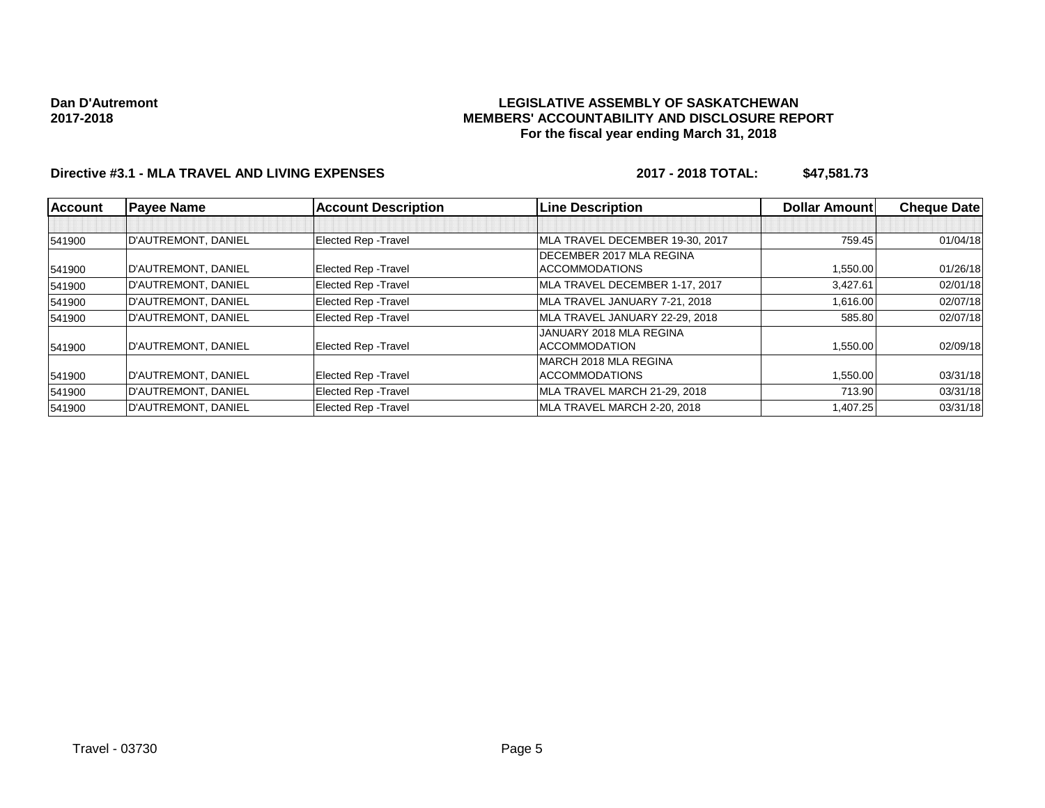**Dan D'Autremont**
**2017-2018**

**LEGISLATIVE ASSEMBLY OF SASKATCHEWAN**
**MEMBERS' ACCOUNTABILITY AND DISCLOSURE REPORT**
**For the fiscal year ending March 31, 2018**

**Directive #3.1 - MLA TRAVEL AND LIVING EXPENSES** **2017 - 2018 TOTAL: $47,581.73**

| Account | Payee Name | Account Description | Line Description | Dollar Amount | Cheque Date |
|---|---|---|---|---|---|
| | | | | | |
| 541900 | D'AUTREMONT, DANIEL | Elected Rep -Travel | MLA TRAVEL DECEMBER 19-30, 2017 | 759.45 | 01/04/18 |
| 541900 | D'AUTREMONT, DANIEL | Elected Rep -Travel | DECEMBER 2017 MLA REGINA ACCOMMODATIONS | 1,550.00 | 01/26/18 |
| 541900 | D'AUTREMONT, DANIEL | Elected Rep -Travel | MLA TRAVEL DECEMBER 1-17, 2017 | 3,427.61 | 02/01/18 |
| 541900 | D'AUTREMONT, DANIEL | Elected Rep -Travel | MLA TRAVEL JANUARY 7-21, 2018 | 1,616.00 | 02/07/18 |
| 541900 | D'AUTREMONT, DANIEL | Elected Rep -Travel | MLA TRAVEL JANUARY 22-29, 2018 | 585.80 | 02/07/18 |
| 541900 | D'AUTREMONT, DANIEL | Elected Rep -Travel | JANUARY 2018 MLA REGINA ACCOMMODATION | 1,550.00 | 02/09/18 |
| 541900 | D'AUTREMONT, DANIEL | Elected Rep -Travel | MARCH 2018 MLA REGINA ACCOMMODATIONS | 1,550.00 | 03/31/18 |
| 541900 | D'AUTREMONT, DANIEL | Elected Rep -Travel | MLA TRAVEL MARCH 21-29, 2018 | 713.90 | 03/31/18 |
| 541900 | D'AUTREMONT, DANIEL | Elected Rep -Travel | MLA TRAVEL MARCH 2-20, 2018 | 1,407.25 | 03/31/18 |

Travel - 03730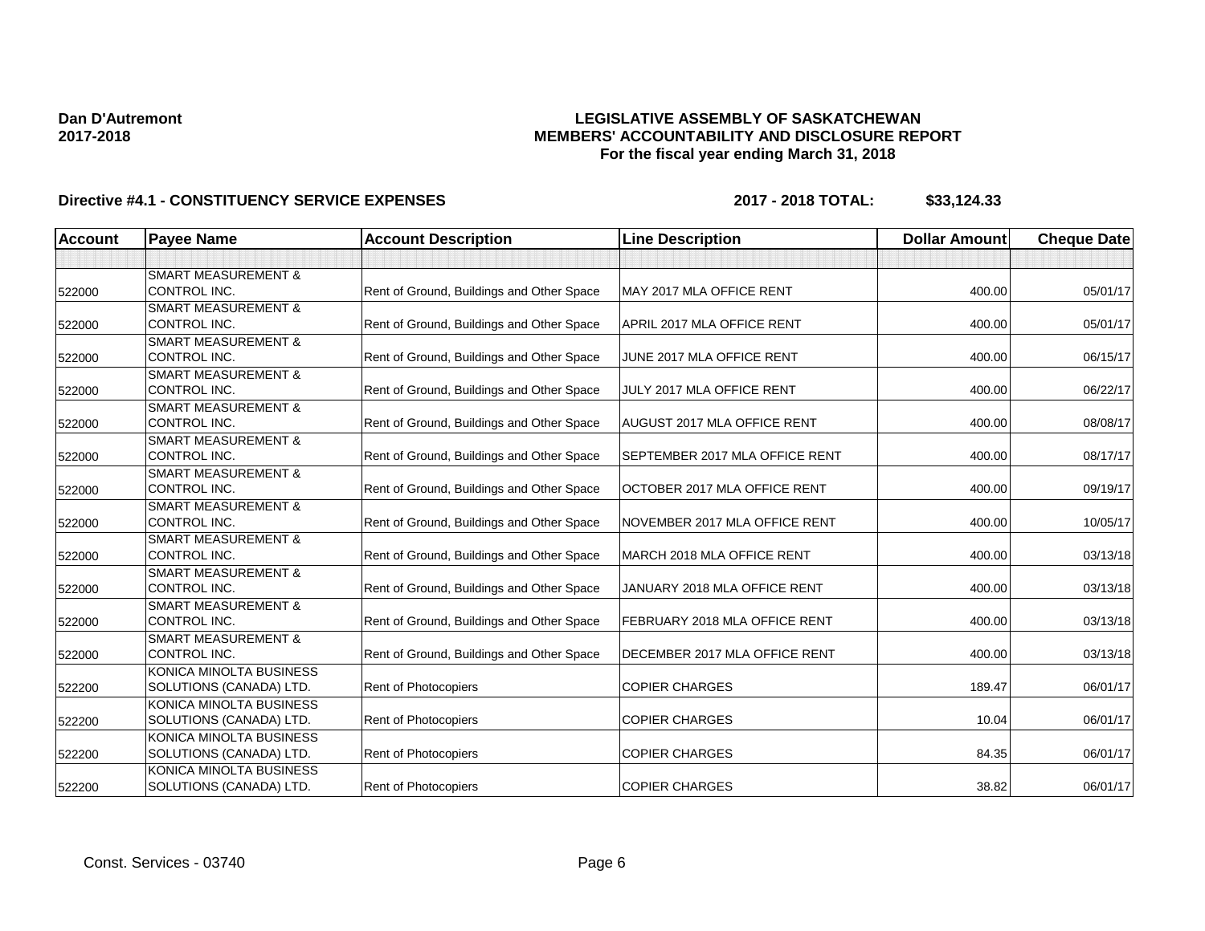**Dan D'Autremont**
**2017-2018**

**LEGISLATIVE ASSEMBLY OF SASKATCHEWAN**
**MEMBERS' ACCOUNTABILITY AND DISCLOSURE REPORT**
**For the fiscal year ending March 31, 2018**

**Directive #4.1 - CONSTITUENCY SERVICE EXPENSES** **2017 - 2018 TOTAL: $33,124.33**

| Account | Payee Name | Account Description | Line Description | Dollar Amount | Cheque Date |
|---|---|---|---|---|---|
| | | | | | |
| 522000 | SMART MEASUREMENT & CONTROL INC. | Rent of Ground, Buildings and Other Space | MAY 2017 MLA OFFICE RENT | 400.00 | 05/01/17 |
| 522000 | SMART MEASUREMENT & CONTROL INC. | Rent of Ground, Buildings and Other Space | APRIL 2017 MLA OFFICE RENT | 400.00 | 05/01/17 |
| 522000 | SMART MEASUREMENT & CONTROL INC. | Rent of Ground, Buildings and Other Space | JUNE 2017 MLA OFFICE RENT | 400.00 | 06/15/17 |
| 522000 | SMART MEASUREMENT & CONTROL INC. | Rent of Ground, Buildings and Other Space | JULY 2017 MLA OFFICE RENT | 400.00 | 06/22/17 |
| 522000 | SMART MEASUREMENT & CONTROL INC. | Rent of Ground, Buildings and Other Space | AUGUST 2017 MLA OFFICE RENT | 400.00 | 08/08/17 |
| 522000 | SMART MEASUREMENT & CONTROL INC. | Rent of Ground, Buildings and Other Space | SEPTEMBER 2017 MLA OFFICE RENT | 400.00 | 08/17/17 |
| 522000 | SMART MEASUREMENT & CONTROL INC. | Rent of Ground, Buildings and Other Space | OCTOBER 2017 MLA OFFICE RENT | 400.00 | 09/19/17 |
| 522000 | SMART MEASUREMENT & CONTROL INC. | Rent of Ground, Buildings and Other Space | NOVEMBER 2017 MLA OFFICE RENT | 400.00 | 10/05/17 |
| 522000 | SMART MEASUREMENT & CONTROL INC. | Rent of Ground, Buildings and Other Space | MARCH 2018 MLA OFFICE RENT | 400.00 | 03/13/18 |
| 522000 | SMART MEASUREMENT & CONTROL INC. | Rent of Ground, Buildings and Other Space | JANUARY 2018 MLA OFFICE RENT | 400.00 | 03/13/18 |
| 522000 | SMART MEASUREMENT & CONTROL INC. | Rent of Ground, Buildings and Other Space | FEBRUARY 2018 MLA OFFICE RENT | 400.00 | 03/13/18 |
| 522000 | SMART MEASUREMENT & CONTROL INC. | Rent of Ground, Buildings and Other Space | DECEMBER 2017 MLA OFFICE RENT | 400.00 | 03/13/18 |
| 522200 | KONICA MINOLTA BUSINESS SOLUTIONS (CANADA) LTD. | Rent of Photocopiers | COPIER CHARGES | 189.47 | 06/01/17 |
| 522200 | KONICA MINOLTA BUSINESS SOLUTIONS (CANADA) LTD. | Rent of Photocopiers | COPIER CHARGES | 10.04 | 06/01/17 |
| 522200 | KONICA MINOLTA BUSINESS SOLUTIONS (CANADA) LTD. | Rent of Photocopiers | COPIER CHARGES | 84.35 | 06/01/17 |
| 522200 | KONICA MINOLTA BUSINESS SOLUTIONS (CANADA) LTD. | Rent of Photocopiers | COPIER CHARGES | 38.82 | 06/01/17 |

Const. Services - 03740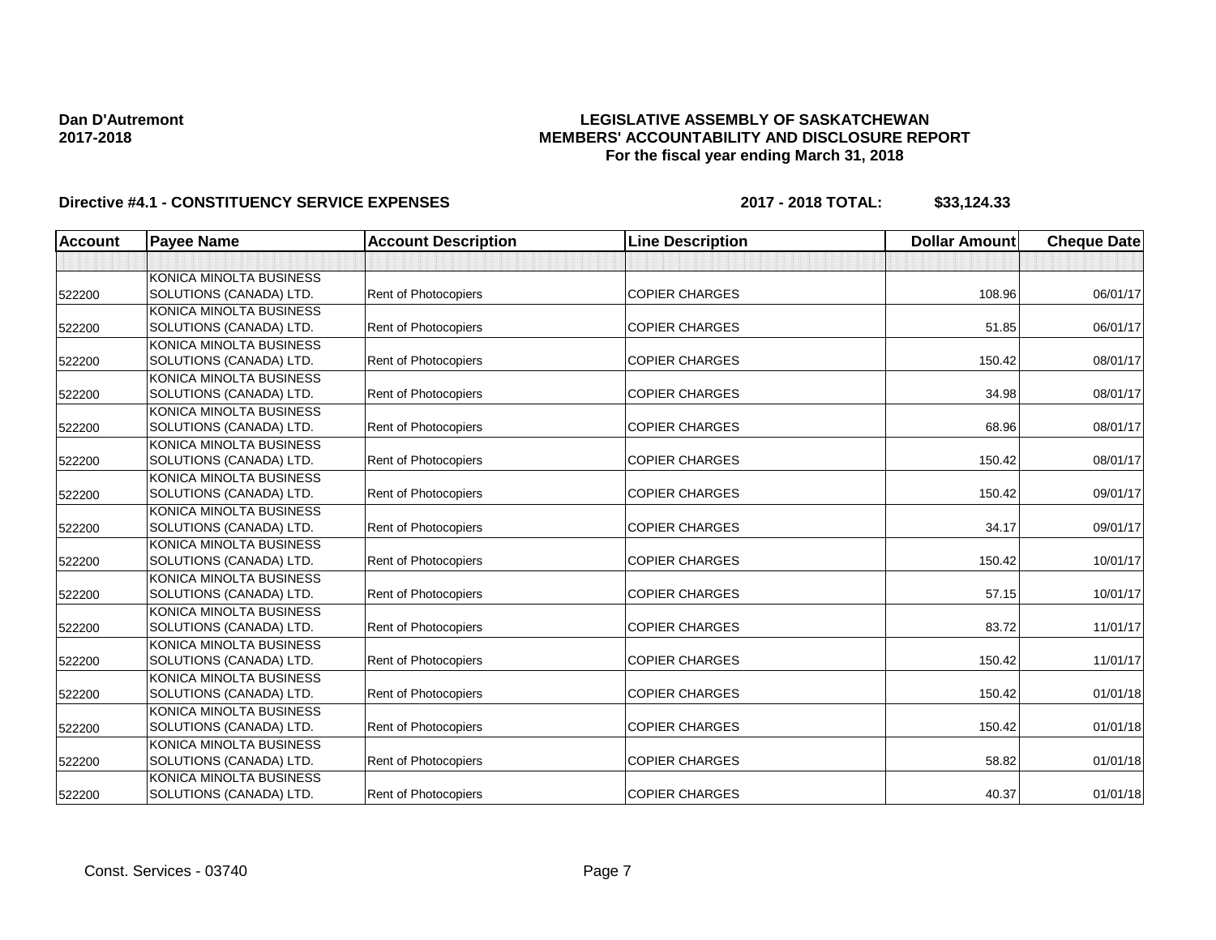**Dan D'Autremont**
**2017-2018**

**LEGISLATIVE ASSEMBLY OF SASKATCHEWAN**
**MEMBERS' ACCOUNTABILITY AND DISCLOSURE REPORT**
**For the fiscal year ending March 31, 2018**

**Directive #4.1 - CONSTITUENCY SERVICE EXPENSES** **2017 - 2018 TOTAL: $33,124.33**

| Account | Payee Name | Account Description | Line Description | Dollar Amount | Cheque Date |
|---|---|---|---|---|---|
| | | | | | |
| 522200 | KONICA MINOLTA BUSINESS SOLUTIONS (CANADA) LTD. | Rent of Photocopiers | COPIER CHARGES | 108.96 | 06/01/17 |
| 522200 | KONICA MINOLTA BUSINESS SOLUTIONS (CANADA) LTD. | Rent of Photocopiers | COPIER CHARGES | 51.85 | 06/01/17 |
| 522200 | KONICA MINOLTA BUSINESS SOLUTIONS (CANADA) LTD. | Rent of Photocopiers | COPIER CHARGES | 150.42 | 08/01/17 |
| 522200 | KONICA MINOLTA BUSINESS SOLUTIONS (CANADA) LTD. | Rent of Photocopiers | COPIER CHARGES | 34.98 | 08/01/17 |
| 522200 | KONICA MINOLTA BUSINESS SOLUTIONS (CANADA) LTD. | Rent of Photocopiers | COPIER CHARGES | 68.96 | 08/01/17 |
| 522200 | KONICA MINOLTA BUSINESS SOLUTIONS (CANADA) LTD. | Rent of Photocopiers | COPIER CHARGES | 150.42 | 08/01/17 |
| 522200 | KONICA MINOLTA BUSINESS SOLUTIONS (CANADA) LTD. | Rent of Photocopiers | COPIER CHARGES | 150.42 | 09/01/17 |
| 522200 | KONICA MINOLTA BUSINESS SOLUTIONS (CANADA) LTD. | Rent of Photocopiers | COPIER CHARGES | 34.17 | 09/01/17 |
| 522200 | KONICA MINOLTA BUSINESS SOLUTIONS (CANADA) LTD. | Rent of Photocopiers | COPIER CHARGES | 150.42 | 10/01/17 |
| 522200 | KONICA MINOLTA BUSINESS SOLUTIONS (CANADA) LTD. | Rent of Photocopiers | COPIER CHARGES | 57.15 | 10/01/17 |
| 522200 | KONICA MINOLTA BUSINESS SOLUTIONS (CANADA) LTD. | Rent of Photocopiers | COPIER CHARGES | 83.72 | 11/01/17 |
| 522200 | KONICA MINOLTA BUSINESS SOLUTIONS (CANADA) LTD. | Rent of Photocopiers | COPIER CHARGES | 150.42 | 11/01/17 |
| 522200 | KONICA MINOLTA BUSINESS SOLUTIONS (CANADA) LTD. | Rent of Photocopiers | COPIER CHARGES | 150.42 | 01/01/18 |
| 522200 | KONICA MINOLTA BUSINESS SOLUTIONS (CANADA) LTD. | Rent of Photocopiers | COPIER CHARGES | 150.42 | 01/01/18 |
| 522200 | KONICA MINOLTA BUSINESS SOLUTIONS (CANADA) LTD. | Rent of Photocopiers | COPIER CHARGES | 58.82 | 01/01/18 |
| 522200 | KONICA MINOLTA BUSINESS SOLUTIONS (CANADA) LTD. | Rent of Photocopiers | COPIER CHARGES | 40.37 | 01/01/18 |

Const. Services - 03740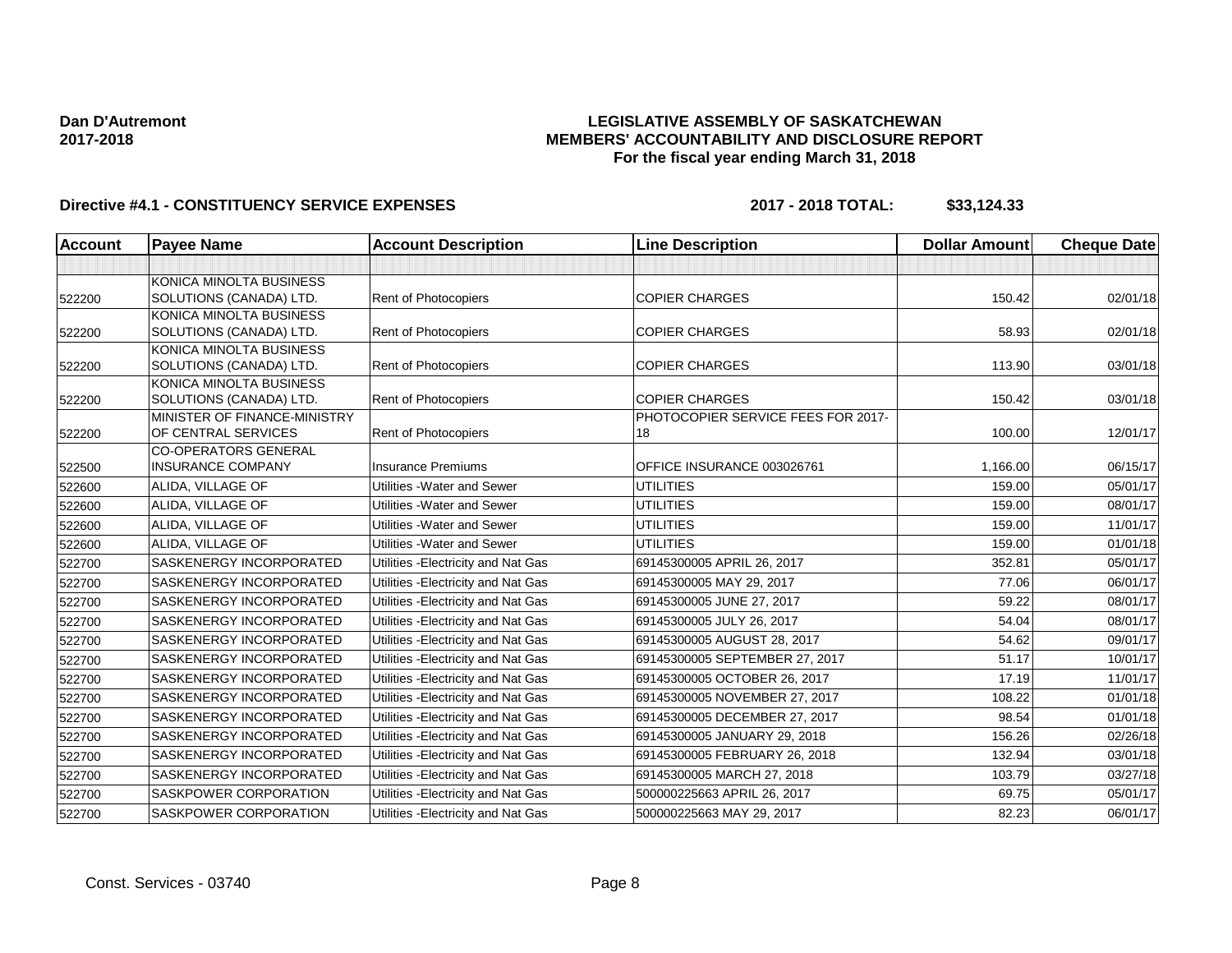**Dan D'Autremont**
**2017-2018**

**LEGISLATIVE ASSEMBLY OF SASKATCHEWAN**
**MEMBERS' ACCOUNTABILITY AND DISCLOSURE REPORT**
**For the fiscal year ending March 31, 2018**

**Directive #4.1 - CONSTITUENCY SERVICE EXPENSES** **2017 - 2018 TOTAL: $33,124.33**

| Account | Payee Name | Account Description | Line Description | Dollar Amount | Cheque Date |
|---|---|---|---|---|---|
| | | | | | |
| 522200 | KONICA MINOLTA BUSINESS SOLUTIONS (CANADA) LTD. | Rent of Photocopiers | COPIER CHARGES | 150.42 | 02/01/18 |
| 522200 | KONICA MINOLTA BUSINESS SOLUTIONS (CANADA) LTD. | Rent of Photocopiers | COPIER CHARGES | 58.93 | 02/01/18 |
| 522200 | KONICA MINOLTA BUSINESS SOLUTIONS (CANADA) LTD. | Rent of Photocopiers | COPIER CHARGES | 113.90 | 03/01/18 |
| 522200 | KONICA MINOLTA BUSINESS SOLUTIONS (CANADA) LTD. | Rent of Photocopiers | COPIER CHARGES | 150.42 | 03/01/18 |
| 522200 | MINISTER OF FINANCE-MINISTRY OF CENTRAL SERVICES | Rent of Photocopiers | PHOTOCOPIER SERVICE FEES FOR 2017-18 | 100.00 | 12/01/17 |
| 522500 | CO-OPERATORS GENERAL INSURANCE COMPANY | Insurance Premiums | OFFICE INSURANCE 003026761 | 1,166.00 | 06/15/17 |
| 522600 | ALIDA, VILLAGE OF | Utilities -Water and Sewer | UTILITIES | 159.00 | 05/01/17 |
| 522600 | ALIDA, VILLAGE OF | Utilities -Water and Sewer | UTILITIES | 159.00 | 08/01/17 |
| 522600 | ALIDA, VILLAGE OF | Utilities -Water and Sewer | UTILITIES | 159.00 | 11/01/17 |
| 522600 | ALIDA, VILLAGE OF | Utilities -Water and Sewer | UTILITIES | 159.00 | 01/01/18 |
| 522700 | SASKENERGY INCORPORATED | Utilities -Electricity and Nat Gas | 69145300005 APRIL 26, 2017 | 352.81 | 05/01/17 |
| 522700 | SASKENERGY INCORPORATED | Utilities -Electricity and Nat Gas | 69145300005 MAY 29, 2017 | 77.06 | 06/01/17 |
| 522700 | SASKENERGY INCORPORATED | Utilities -Electricity and Nat Gas | 69145300005 JUNE 27, 2017 | 59.22 | 08/01/17 |
| 522700 | SASKENERGY INCORPORATED | Utilities -Electricity and Nat Gas | 69145300005 JULY 26, 2017 | 54.04 | 08/01/17 |
| 522700 | SASKENERGY INCORPORATED | Utilities -Electricity and Nat Gas | 69145300005 AUGUST 28, 2017 | 54.62 | 09/01/17 |
| 522700 | SASKENERGY INCORPORATED | Utilities -Electricity and Nat Gas | 69145300005 SEPTEMBER 27, 2017 | 51.17 | 10/01/17 |
| 522700 | SASKENERGY INCORPORATED | Utilities -Electricity and Nat Gas | 69145300005 OCTOBER 26, 2017 | 17.19 | 11/01/17 |
| 522700 | SASKENERGY INCORPORATED | Utilities -Electricity and Nat Gas | 69145300005 NOVEMBER 27, 2017 | 108.22 | 01/01/18 |
| 522700 | SASKENERGY INCORPORATED | Utilities -Electricity and Nat Gas | 69145300005 DECEMBER 27, 2017 | 98.54 | 01/01/18 |
| 522700 | SASKENERGY INCORPORATED | Utilities -Electricity and Nat Gas | 69145300005 JANUARY 29, 2018 | 156.26 | 02/26/18 |
| 522700 | SASKENERGY INCORPORATED | Utilities -Electricity and Nat Gas | 69145300005 FEBRUARY 26, 2018 | 132.94 | 03/01/18 |
| 522700 | SASKENERGY INCORPORATED | Utilities -Electricity and Nat Gas | 69145300005 MARCH 27, 2018 | 103.79 | 03/27/18 |
| 522700 | SASKPOWER CORPORATION | Utilities -Electricity and Nat Gas | 500000225663 APRIL 26, 2017 | 69.75 | 05/01/17 |
| 522700 | SASKPOWER CORPORATION | Utilities -Electricity and Nat Gas | 500000225663 MAY 29, 2017 | 82.23 | 06/01/17 |

Const. Services - 03740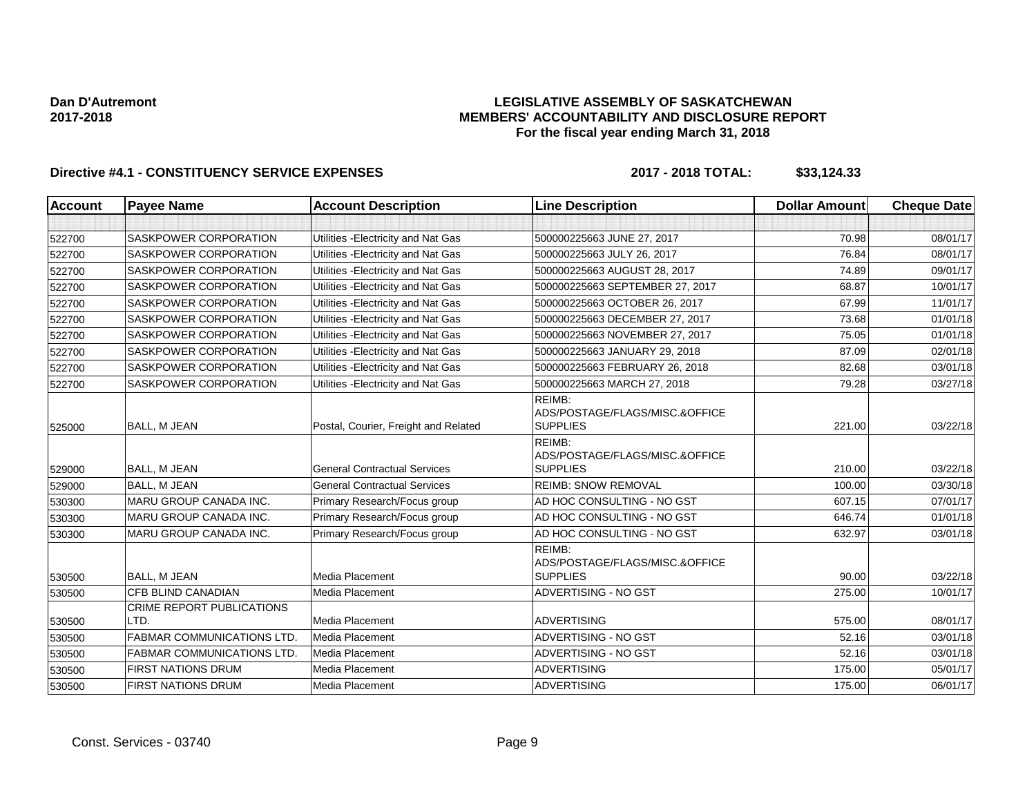Dan D'Autremont
2017-2018

**LEGISLATIVE ASSEMBLY OF SASKATCHEWAN**
**MEMBERS' ACCOUNTABILITY AND DISCLOSURE REPORT**
**For the fiscal year ending March 31, 2018**

**Directive #4.1 - CONSTITUENCY SERVICE EXPENSES** **2017 - 2018 TOTAL: $33,124.33**

| Account | Payee Name | Account Description | Line Description | Dollar Amount | Cheque Date |
|---|---|---|---|---|---|
| | | | | | |
| 522700 | SASKPOWER CORPORATION | Utilities -Electricity and Nat Gas | 500000225663 JUNE 27, 2017 | 70.98 | 08/01/17 |
| 522700 | SASKPOWER CORPORATION | Utilities -Electricity and Nat Gas | 500000225663 JULY 26, 2017 | 76.84 | 08/01/17 |
| 522700 | SASKPOWER CORPORATION | Utilities -Electricity and Nat Gas | 500000225663 AUGUST 28, 2017 | 74.89 | 09/01/17 |
| 522700 | SASKPOWER CORPORATION | Utilities -Electricity and Nat Gas | 500000225663 SEPTEMBER 27, 2017 | 68.87 | 10/01/17 |
| 522700 | SASKPOWER CORPORATION | Utilities -Electricity and Nat Gas | 500000225663 OCTOBER 26, 2017 | 67.99 | 11/01/17 |
| 522700 | SASKPOWER CORPORATION | Utilities -Electricity and Nat Gas | 500000225663 DECEMBER 27, 2017 | 73.68 | 01/01/18 |
| 522700 | SASKPOWER CORPORATION | Utilities -Electricity and Nat Gas | 500000225663 NOVEMBER 27, 2017 | 75.05 | 01/01/18 |
| 522700 | SASKPOWER CORPORATION | Utilities -Electricity and Nat Gas | 500000225663 JANUARY 29, 2018 | 87.09 | 02/01/18 |
| 522700 | SASKPOWER CORPORATION | Utilities -Electricity and Nat Gas | 500000225663 FEBRUARY 26, 2018 | 82.68 | 03/01/18 |
| 522700 | SASKPOWER CORPORATION | Utilities -Electricity and Nat Gas | 500000225663 MARCH 27, 2018 | 79.28 | 03/27/18 |
| 525000 | BALL, M JEAN | Postal, Courier, Freight and Related | REIMB: ADS/POSTAGE/FLAGS/MISC.&OFFICE SUPPLIES | 221.00 | 03/22/18 |
| 529000 | BALL, M JEAN | General Contractual Services | REIMB: ADS/POSTAGE/FLAGS/MISC.&OFFICE SUPPLIES | 210.00 | 03/22/18 |
| 529000 | BALL, M JEAN | General Contractual Services | REIMB: SNOW REMOVAL | 100.00 | 03/30/18 |
| 530300 | MARU GROUP CANADA INC. | Primary Research/Focus group | AD HOC CONSULTING - NO GST | 607.15 | 07/01/17 |
| 530300 | MARU GROUP CANADA INC. | Primary Research/Focus group | AD HOC CONSULTING - NO GST | 646.74 | 01/01/18 |
| 530300 | MARU GROUP CANADA INC. | Primary Research/Focus group | AD HOC CONSULTING - NO GST | 632.97 | 03/01/18 |
| 530500 | BALL, M JEAN | Media Placement | REIMB: ADS/POSTAGE/FLAGS/MISC.&OFFICE SUPPLIES | 90.00 | 03/22/18 |
| 530500 | CFB BLIND CANADIAN | Media Placement | ADVERTISING - NO GST | 275.00 | 10/01/17 |
| 530500 | CRIME REPORT PUBLICATIONS LTD. | Media Placement | ADVERTISING | 575.00 | 08/01/17 |
| 530500 | FABMAR COMMUNICATIONS LTD. | Media Placement | ADVERTISING - NO GST | 52.16 | 03/01/18 |
| 530500 | FABMAR COMMUNICATIONS LTD. | Media Placement | ADVERTISING - NO GST | 52.16 | 03/01/18 |
| 530500 | FIRST NATIONS DRUM | Media Placement | ADVERTISING | 175.00 | 05/01/17 |
| 530500 | FIRST NATIONS DRUM | Media Placement | ADVERTISING | 175.00 | 06/01/17 |

Const. Services - 03740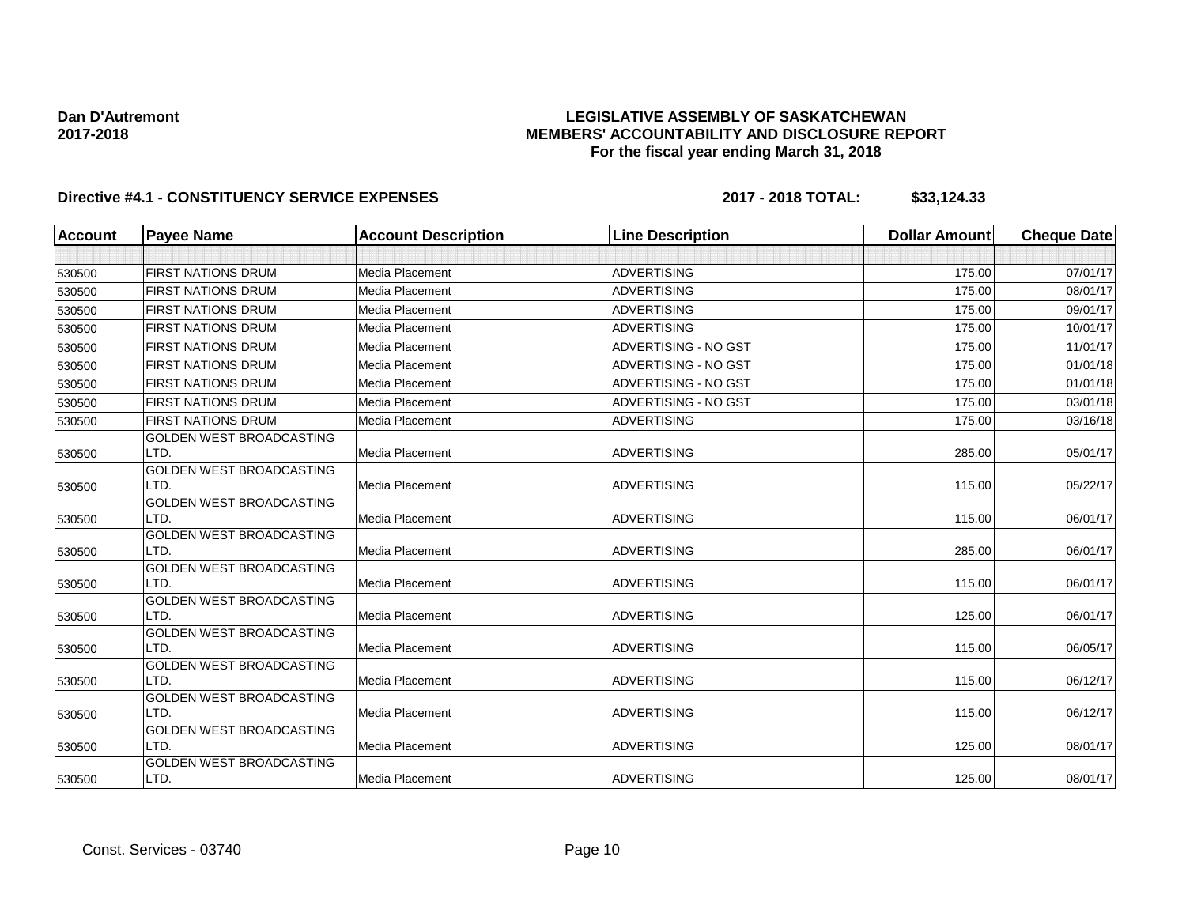**Dan D'Autremont**
**2017-2018**

**LEGISLATIVE ASSEMBLY OF SASKATCHEWAN**
**MEMBERS' ACCOUNTABILITY AND DISCLOSURE REPORT**
**For the fiscal year ending March 31, 2018**

**Directive #4.1 - CONSTITUENCY SERVICE EXPENSES** **2017 - 2018 TOTAL: $33,124.33**

| Account | Payee Name | Account Description | Line Description | Dollar Amount | Cheque Date |
|---|---|---|---|---|---|
| | | | | | |
| 530500 | FIRST NATIONS DRUM | Media Placement | ADVERTISING | 175.00 | 07/01/17 |
| 530500 | FIRST NATIONS DRUM | Media Placement | ADVERTISING | 175.00 | 08/01/17 |
| 530500 | FIRST NATIONS DRUM | Media Placement | ADVERTISING | 175.00 | 09/01/17 |
| 530500 | FIRST NATIONS DRUM | Media Placement | ADVERTISING | 175.00 | 10/01/17 |
| 530500 | FIRST NATIONS DRUM | Media Placement | ADVERTISING - NO GST | 175.00 | 11/01/17 |
| 530500 | FIRST NATIONS DRUM | Media Placement | ADVERTISING - NO GST | 175.00 | 01/01/18 |
| 530500 | FIRST NATIONS DRUM | Media Placement | ADVERTISING - NO GST | 175.00 | 01/01/18 |
| 530500 | FIRST NATIONS DRUM | Media Placement | ADVERTISING - NO GST | 175.00 | 03/01/18 |
| 530500 | FIRST NATIONS DRUM | Media Placement | ADVERTISING | 175.00 | 03/16/18 |
| 530500 | GOLDEN WEST BROADCASTING LTD. | Media Placement | ADVERTISING | 285.00 | 05/01/17 |
| 530500 | GOLDEN WEST BROADCASTING LTD. | Media Placement | ADVERTISING | 115.00 | 05/22/17 |
| 530500 | GOLDEN WEST BROADCASTING LTD. | Media Placement | ADVERTISING | 115.00 | 06/01/17 |
| 530500 | GOLDEN WEST BROADCASTING LTD. | Media Placement | ADVERTISING | 285.00 | 06/01/17 |
| 530500 | GOLDEN WEST BROADCASTING LTD. | Media Placement | ADVERTISING | 115.00 | 06/01/17 |
| 530500 | GOLDEN WEST BROADCASTING LTD. | Media Placement | ADVERTISING | 125.00 | 06/01/17 |
| 530500 | GOLDEN WEST BROADCASTING LTD. | Media Placement | ADVERTISING | 115.00 | 06/05/17 |
| 530500 | GOLDEN WEST BROADCASTING LTD. | Media Placement | ADVERTISING | 115.00 | 06/12/17 |
| 530500 | GOLDEN WEST BROADCASTING LTD. | Media Placement | ADVERTISING | 115.00 | 06/12/17 |
| 530500 | GOLDEN WEST BROADCASTING LTD. | Media Placement | ADVERTISING | 125.00 | 08/01/17 |
| 530500 | GOLDEN WEST BROADCASTING LTD. | Media Placement | ADVERTISING | 125.00 | 08/01/17 |

Const. Services - 03740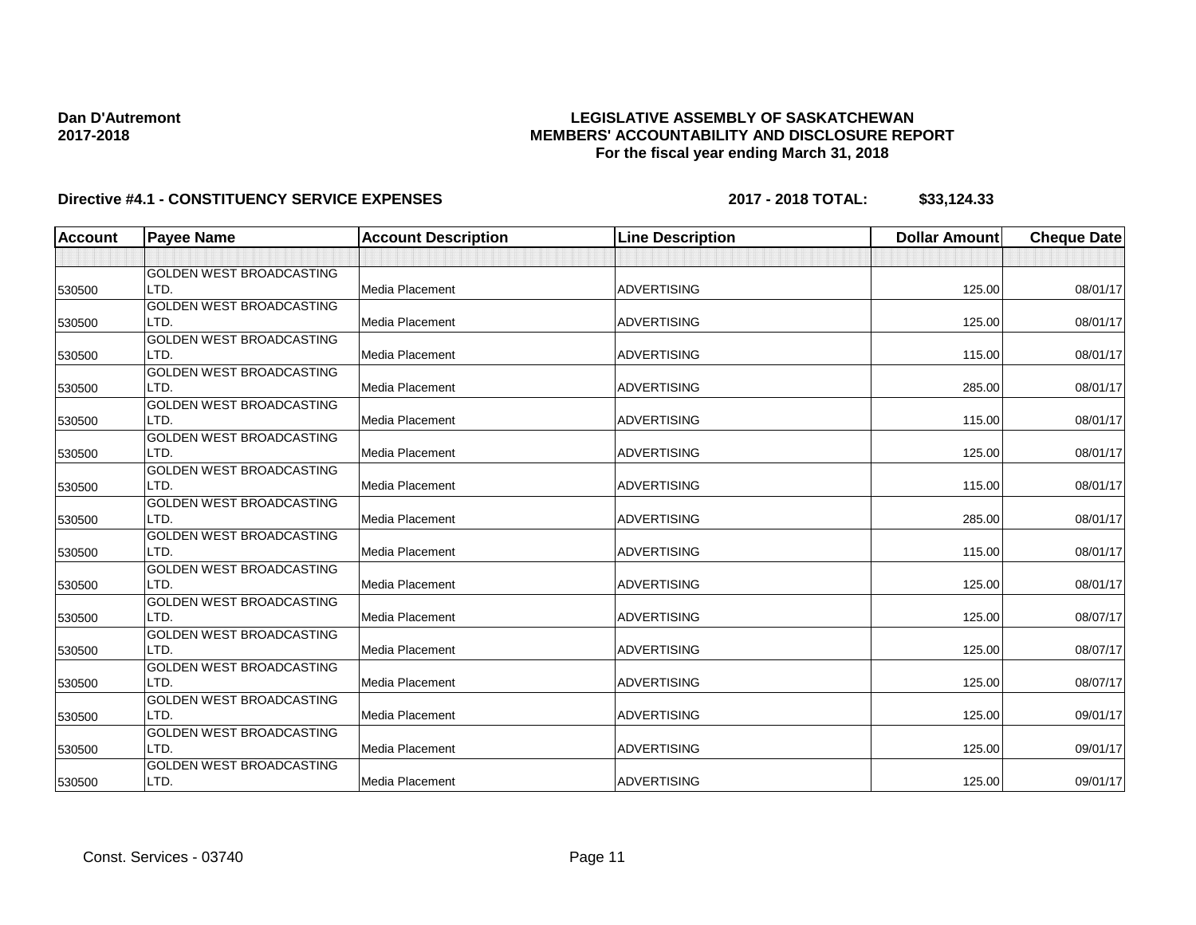**Dan D'Autremont**
**2017-2018**

**LEGISLATIVE ASSEMBLY OF SASKATCHEWAN**
**MEMBERS' ACCOUNTABILITY AND DISCLOSURE REPORT**
**For the fiscal year ending March 31, 2018**

**Directive #4.1 - CONSTITUENCY SERVICE EXPENSES** **2017 - 2018 TOTAL: $33,124.33**

| Account | Payee Name | Account Description | Line Description | Dollar Amount | Cheque Date |
|---|---|---|---|---|---|
| | | | | | |
| 530500 | GOLDEN WEST BROADCASTING LTD. | Media Placement | ADVERTISING | 125.00 | 08/01/17 |
| 530500 | GOLDEN WEST BROADCASTING LTD. | Media Placement | ADVERTISING | 125.00 | 08/01/17 |
| 530500 | GOLDEN WEST BROADCASTING LTD. | Media Placement | ADVERTISING | 115.00 | 08/01/17 |
| 530500 | GOLDEN WEST BROADCASTING LTD. | Media Placement | ADVERTISING | 285.00 | 08/01/17 |
| 530500 | GOLDEN WEST BROADCASTING LTD. | Media Placement | ADVERTISING | 115.00 | 08/01/17 |
| 530500 | GOLDEN WEST BROADCASTING LTD. | Media Placement | ADVERTISING | 125.00 | 08/01/17 |
| 530500 | GOLDEN WEST BROADCASTING LTD. | Media Placement | ADVERTISING | 115.00 | 08/01/17 |
| 530500 | GOLDEN WEST BROADCASTING LTD. | Media Placement | ADVERTISING | 285.00 | 08/01/17 |
| 530500 | GOLDEN WEST BROADCASTING LTD. | Media Placement | ADVERTISING | 115.00 | 08/01/17 |
| 530500 | GOLDEN WEST BROADCASTING LTD. | Media Placement | ADVERTISING | 125.00 | 08/01/17 |
| 530500 | GOLDEN WEST BROADCASTING LTD. | Media Placement | ADVERTISING | 125.00 | 08/07/17 |
| 530500 | GOLDEN WEST BROADCASTING LTD. | Media Placement | ADVERTISING | 125.00 | 08/07/17 |
| 530500 | GOLDEN WEST BROADCASTING LTD. | Media Placement | ADVERTISING | 125.00 | 08/07/17 |
| 530500 | GOLDEN WEST BROADCASTING LTD. | Media Placement | ADVERTISING | 125.00 | 09/01/17 |
| 530500 | GOLDEN WEST BROADCASTING LTD. | Media Placement | ADVERTISING | 125.00 | 09/01/17 |
| 530500 | GOLDEN WEST BROADCASTING LTD. | Media Placement | ADVERTISING | 125.00 | 09/01/17 |

Const. Services - 03740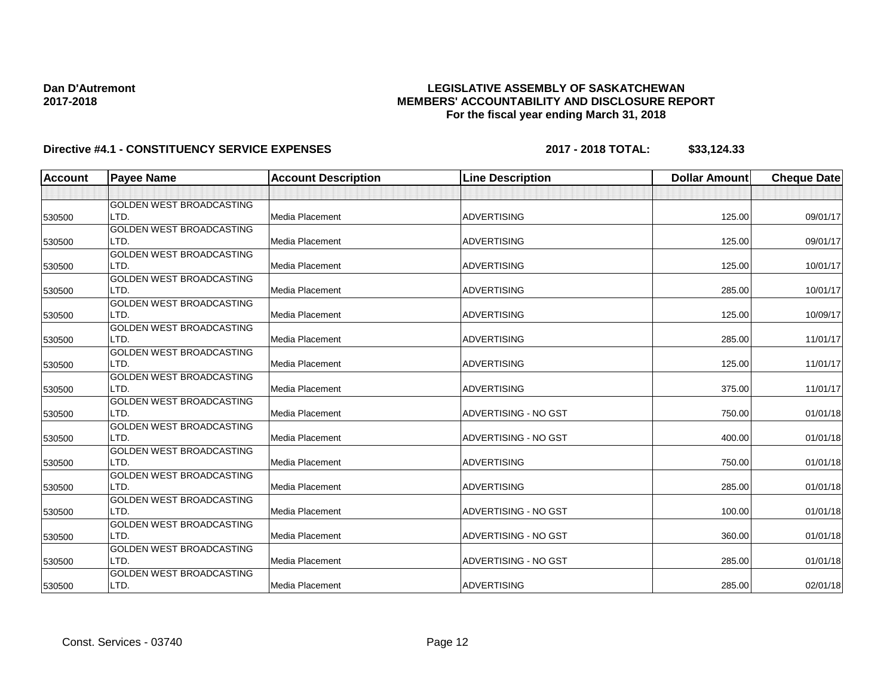**Dan D'Autremont**
**2017-2018**

**LEGISLATIVE ASSEMBLY OF SASKATCHEWAN**
**MEMBERS' ACCOUNTABILITY AND DISCLOSURE REPORT**
**For the fiscal year ending March 31, 2018**

**Directive #4.1 - CONSTITUENCY SERVICE EXPENSES** **2017 - 2018 TOTAL: $33,124.33**

| Account | Payee Name | Account Description | Line Description | Dollar Amount | Cheque Date |
|---|---|---|---|---|---|
| | | | | | |
| 530500 | GOLDEN WEST BROADCASTING LTD. | Media Placement | ADVERTISING | 125.00 | 09/01/17 |
| 530500 | GOLDEN WEST BROADCASTING LTD. | Media Placement | ADVERTISING | 125.00 | 09/01/17 |
| 530500 | GOLDEN WEST BROADCASTING LTD. | Media Placement | ADVERTISING | 125.00 | 10/01/17 |
| 530500 | GOLDEN WEST BROADCASTING LTD. | Media Placement | ADVERTISING | 285.00 | 10/01/17 |
| 530500 | GOLDEN WEST BROADCASTING LTD. | Media Placement | ADVERTISING | 125.00 | 10/09/17 |
| 530500 | GOLDEN WEST BROADCASTING LTD. | Media Placement | ADVERTISING | 285.00 | 11/01/17 |
| 530500 | GOLDEN WEST BROADCASTING LTD. | Media Placement | ADVERTISING | 125.00 | 11/01/17 |
| 530500 | GOLDEN WEST BROADCASTING LTD. | Media Placement | ADVERTISING | 375.00 | 11/01/17 |
| 530500 | GOLDEN WEST BROADCASTING LTD. | Media Placement | ADVERTISING - NO GST | 750.00 | 01/01/18 |
| 530500 | GOLDEN WEST BROADCASTING LTD. | Media Placement | ADVERTISING - NO GST | 400.00 | 01/01/18 |
| 530500 | GOLDEN WEST BROADCASTING LTD. | Media Placement | ADVERTISING | 750.00 | 01/01/18 |
| 530500 | GOLDEN WEST BROADCASTING LTD. | Media Placement | ADVERTISING | 285.00 | 01/01/18 |
| 530500 | GOLDEN WEST BROADCASTING LTD. | Media Placement | ADVERTISING - NO GST | 100.00 | 01/01/18 |
| 530500 | GOLDEN WEST BROADCASTING LTD. | Media Placement | ADVERTISING - NO GST | 360.00 | 01/01/18 |
| 530500 | GOLDEN WEST BROADCASTING LTD. | Media Placement | ADVERTISING - NO GST | 285.00 | 01/01/18 |
| 530500 | GOLDEN WEST BROADCASTING LTD. | Media Placement | ADVERTISING | 285.00 | 02/01/18 |

Const. Services - 03740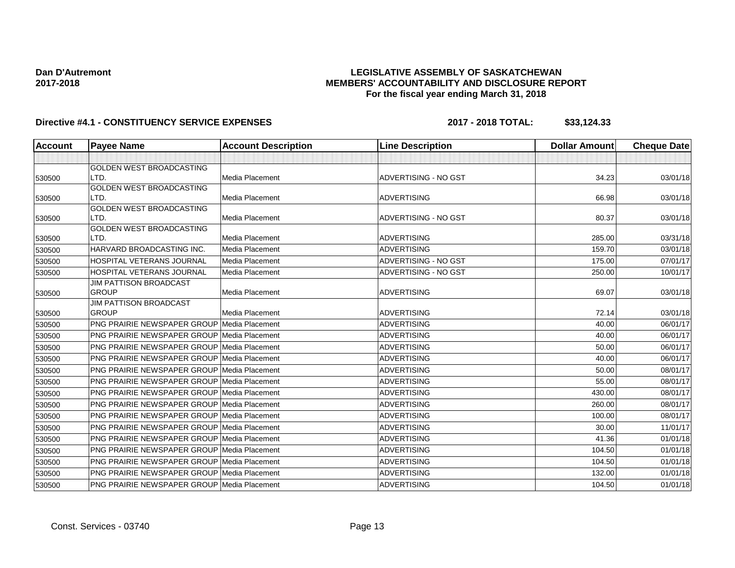**Dan D'Autremont**
**2017-2018**

**LEGISLATIVE ASSEMBLY OF SASKATCHEWAN**
**MEMBERS' ACCOUNTABILITY AND DISCLOSURE REPORT**
**For the fiscal year ending March 31, 2018**

**Directive #4.1 - CONSTITUENCY SERVICE EXPENSES** **2017 - 2018 TOTAL: $33,124.33**

| Account | Payee Name | Account Description | Line Description | Dollar Amount | Cheque Date |
|---|---|---|---|---|---|
| | | | | | |
| 530500 | GOLDEN WEST BROADCASTING LTD. | Media Placement | ADVERTISING - NO GST | 34.23 | 03/01/18 |
| 530500 | GOLDEN WEST BROADCASTING LTD. | Media Placement | ADVERTISING | 66.98 | 03/01/18 |
| 530500 | GOLDEN WEST BROADCASTING LTD. | Media Placement | ADVERTISING - NO GST | 80.37 | 03/01/18 |
| 530500 | GOLDEN WEST BROADCASTING LTD. | Media Placement | ADVERTISING | 285.00 | 03/31/18 |
| 530500 | HARVARD BROADCASTING INC. | Media Placement | ADVERTISING | 159.70 | 03/01/18 |
| 530500 | HOSPITAL VETERANS JOURNAL | Media Placement | ADVERTISING - NO GST | 175.00 | 07/01/17 |
| 530500 | HOSPITAL VETERANS JOURNAL | Media Placement | ADVERTISING - NO GST | 250.00 | 10/01/17 |
| 530500 | JIM PATTISON BROADCAST GROUP | Media Placement | ADVERTISING | 69.07 | 03/01/18 |
| 530500 | JIM PATTISON BROADCAST GROUP | Media Placement | ADVERTISING | 72.14 | 03/01/18 |
| 530500 | PNG PRAIRIE NEWSPAPER GROUP | Media Placement | ADVERTISING | 40.00 | 06/01/17 |
| 530500 | PNG PRAIRIE NEWSPAPER GROUP | Media Placement | ADVERTISING | 40.00 | 06/01/17 |
| 530500 | PNG PRAIRIE NEWSPAPER GROUP | Media Placement | ADVERTISING | 50.00 | 06/01/17 |
| 530500 | PNG PRAIRIE NEWSPAPER GROUP | Media Placement | ADVERTISING | 40.00 | 06/01/17 |
| 530500 | PNG PRAIRIE NEWSPAPER GROUP | Media Placement | ADVERTISING | 50.00 | 08/01/17 |
| 530500 | PNG PRAIRIE NEWSPAPER GROUP | Media Placement | ADVERTISING | 55.00 | 08/01/17 |
| 530500 | PNG PRAIRIE NEWSPAPER GROUP | Media Placement | ADVERTISING | 430.00 | 08/01/17 |
| 530500 | PNG PRAIRIE NEWSPAPER GROUP | Media Placement | ADVERTISING | 260.00 | 08/01/17 |
| 530500 | PNG PRAIRIE NEWSPAPER GROUP | Media Placement | ADVERTISING | 100.00 | 08/01/17 |
| 530500 | PNG PRAIRIE NEWSPAPER GROUP | Media Placement | ADVERTISING | 30.00 | 11/01/17 |
| 530500 | PNG PRAIRIE NEWSPAPER GROUP | Media Placement | ADVERTISING | 41.36 | 01/01/18 |
| 530500 | PNG PRAIRIE NEWSPAPER GROUP | Media Placement | ADVERTISING | 104.50 | 01/01/18 |
| 530500 | PNG PRAIRIE NEWSPAPER GROUP | Media Placement | ADVERTISING | 104.50 | 01/01/18 |
| 530500 | PNG PRAIRIE NEWSPAPER GROUP | Media Placement | ADVERTISING | 132.00 | 01/01/18 |
| 530500 | PNG PRAIRIE NEWSPAPER GROUP | Media Placement | ADVERTISING | 104.50 | 01/01/18 |

Const. Services - 03740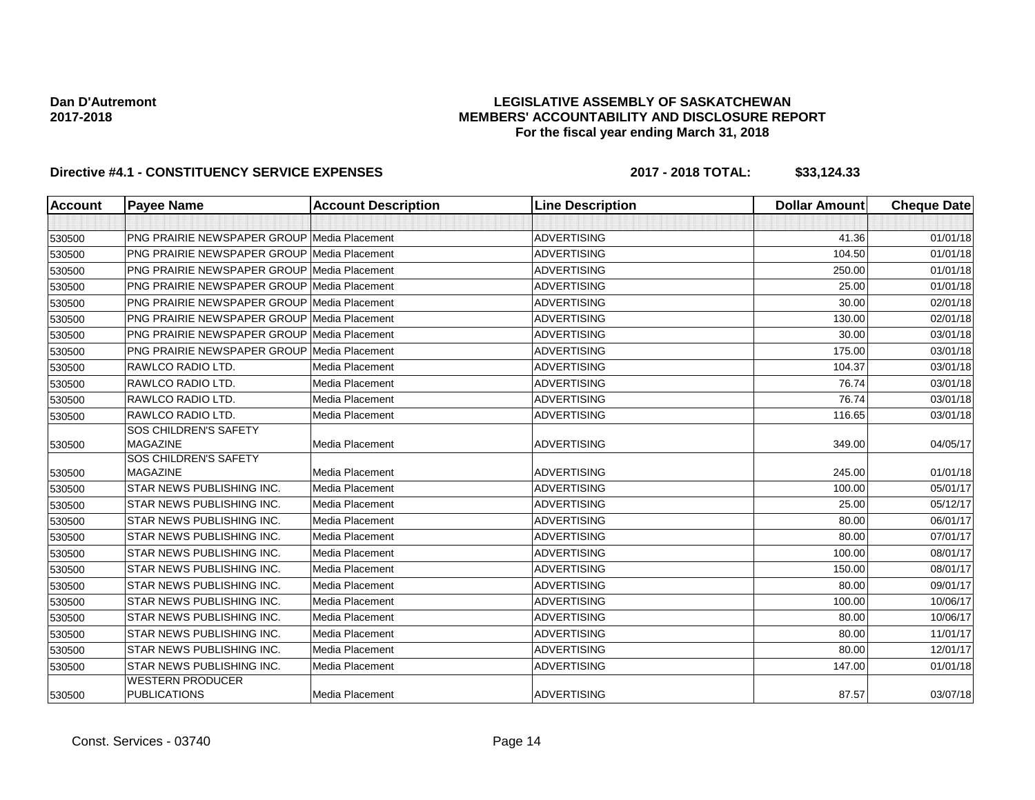**Dan D'Autremont**
**2017-2018**

**LEGISLATIVE ASSEMBLY OF SASKATCHEWAN**
**MEMBERS' ACCOUNTABILITY AND DISCLOSURE REPORT**
**For the fiscal year ending March 31, 2018**

**Directive #4.1 - CONSTITUENCY SERVICE EXPENSES** **2017 - 2018 TOTAL: $33,124.33**

| Account | Payee Name | Account Description | Line Description | Dollar Amount | Cheque Date |
|---|---|---|---|---|---|
| | | | | | |
| 530500 | PNG PRAIRIE NEWSPAPER GROUP | Media Placement | ADVERTISING | 41.36 | 01/01/18 |
| 530500 | PNG PRAIRIE NEWSPAPER GROUP | Media Placement | ADVERTISING | 104.50 | 01/01/18 |
| 530500 | PNG PRAIRIE NEWSPAPER GROUP | Media Placement | ADVERTISING | 250.00 | 01/01/18 |
| 530500 | PNG PRAIRIE NEWSPAPER GROUP | Media Placement | ADVERTISING | 25.00 | 01/01/18 |
| 530500 | PNG PRAIRIE NEWSPAPER GROUP | Media Placement | ADVERTISING | 30.00 | 02/01/18 |
| 530500 | PNG PRAIRIE NEWSPAPER GROUP | Media Placement | ADVERTISING | 130.00 | 02/01/18 |
| 530500 | PNG PRAIRIE NEWSPAPER GROUP | Media Placement | ADVERTISING | 30.00 | 03/01/18 |
| 530500 | PNG PRAIRIE NEWSPAPER GROUP | Media Placement | ADVERTISING | 175.00 | 03/01/18 |
| 530500 | RAWLCO RADIO LTD. | Media Placement | ADVERTISING | 104.37 | 03/01/18 |
| 530500 | RAWLCO RADIO LTD. | Media Placement | ADVERTISING | 76.74 | 03/01/18 |
| 530500 | RAWLCO RADIO LTD. | Media Placement | ADVERTISING | 76.74 | 03/01/18 |
| 530500 | RAWLCO RADIO LTD. | Media Placement | ADVERTISING | 116.65 | 03/01/18 |
| 530500 | SOS CHILDREN'S SAFETY MAGAZINE | Media Placement | ADVERTISING | 349.00 | 04/05/17 |
| 530500 | SOS CHILDREN'S SAFETY MAGAZINE | Media Placement | ADVERTISING | 245.00 | 01/01/18 |
| 530500 | STAR NEWS PUBLISHING INC. | Media Placement | ADVERTISING | 100.00 | 05/01/17 |
| 530500 | STAR NEWS PUBLISHING INC. | Media Placement | ADVERTISING | 25.00 | 05/12/17 |
| 530500 | STAR NEWS PUBLISHING INC. | Media Placement | ADVERTISING | 80.00 | 06/01/17 |
| 530500 | STAR NEWS PUBLISHING INC. | Media Placement | ADVERTISING | 80.00 | 07/01/17 |
| 530500 | STAR NEWS PUBLISHING INC. | Media Placement | ADVERTISING | 100.00 | 08/01/17 |
| 530500 | STAR NEWS PUBLISHING INC. | Media Placement | ADVERTISING | 150.00 | 08/01/17 |
| 530500 | STAR NEWS PUBLISHING INC. | Media Placement | ADVERTISING | 80.00 | 09/01/17 |
| 530500 | STAR NEWS PUBLISHING INC. | Media Placement | ADVERTISING | 100.00 | 10/06/17 |
| 530500 | STAR NEWS PUBLISHING INC. | Media Placement | ADVERTISING | 80.00 | 10/06/17 |
| 530500 | STAR NEWS PUBLISHING INC. | Media Placement | ADVERTISING | 80.00 | 11/01/17 |
| 530500 | STAR NEWS PUBLISHING INC. | Media Placement | ADVERTISING | 80.00 | 12/01/17 |
| 530500 | STAR NEWS PUBLISHING INC. | Media Placement | ADVERTISING | 147.00 | 01/01/18 |
| 530500 | WESTERN PRODUCER PUBLICATIONS | Media Placement | ADVERTISING | 87.57 | 03/07/18 |

Const. Services - 03740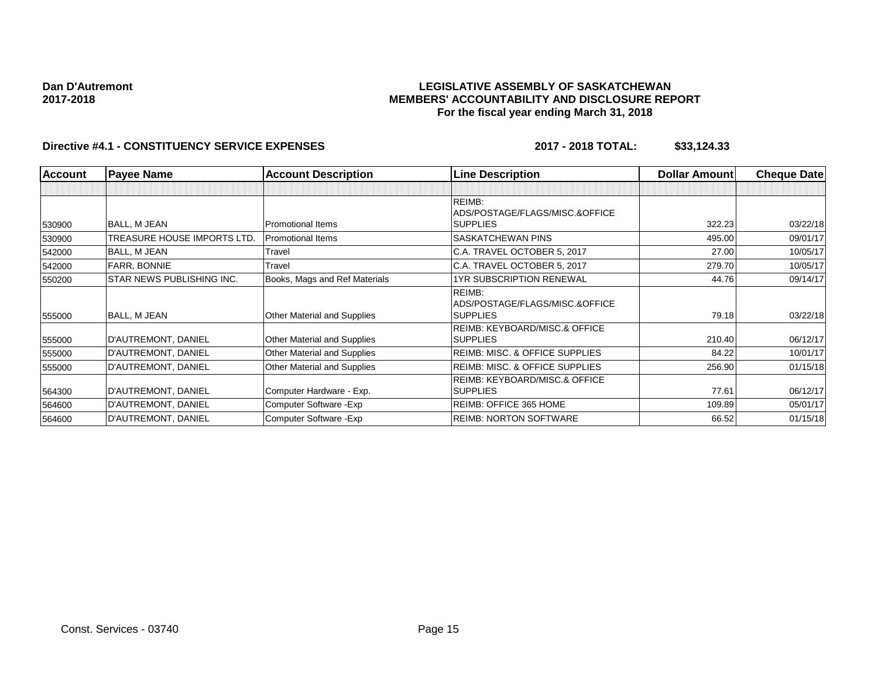**Dan D'Autremont**
**2017-2018**

# LEGISLATIVE ASSEMBLY OF SASKATCHEWAN
## MEMBERS' ACCOUNTABILITY AND DISCLOSURE REPORT
### For the fiscal year ending March 31, 2018

**Directive #4.1 - CONSTITUENCY SERVICE EXPENSES** **2017 - 2018 TOTAL: $33,124.33**

| Account | Payee Name | Account Description | Line Description | Dollar Amount | Cheque Date |
|---|---|---|---|---|---|
| | | | | | |
| 530900 | BALL, M JEAN | Promotional Items | REIMB: ADS/POSTAGE/FLAGS/MISC.&OFFICE SUPPLIES | 322.23 | 03/22/18 |
| 530900 | TREASURE HOUSE IMPORTS LTD. | Promotional Items | SASKATCHEWAN PINS | 495.00 | 09/01/17 |
| 542000 | BALL, M JEAN | Travel | C.A. TRAVEL OCTOBER 5, 2017 | 27.00 | 10/05/17 |
| 542000 | FARR, BONNIE | Travel | C.A. TRAVEL OCTOBER 5, 2017 | 279.70 | 10/05/17 |
| 550200 | STAR NEWS PUBLISHING INC. | Books, Mags and Ref Materials | 1YR SUBSCRIPTION RENEWAL | 44.76 | 09/14/17 |
| 555000 | BALL, M JEAN | Other Material and Supplies | REIMB: ADS/POSTAGE/FLAGS/MISC.&OFFICE SUPPLIES | 79.18 | 03/22/18 |
| 555000 | D'AUTREMONT, DANIEL | Other Material and Supplies | REIMB: KEYBOARD/MISC.& OFFICE SUPPLIES | 210.40 | 06/12/17 |
| 555000 | D'AUTREMONT, DANIEL | Other Material and Supplies | REIMB: MISC. & OFFICE SUPPLIES | 84.22 | 10/01/17 |
| 555000 | D'AUTREMONT, DANIEL | Other Material and Supplies | REIMB: MISC. & OFFICE SUPPLIES | 256.90 | 01/15/18 |
| 564300 | D'AUTREMONT, DANIEL | Computer Hardware - Exp. | REIMB: KEYBOARD/MISC.& OFFICE SUPPLIES | 77.61 | 06/12/17 |
| 564600 | D'AUTREMONT, DANIEL | Computer Software -Exp | REIMB: OFFICE 365 HOME | 109.89 | 05/01/17 |
| 564600 | D'AUTREMONT, DANIEL | Computer Software -Exp | REIMB: NORTON SOFTWARE | 66.52 | 01/15/18 |

Const. Services - 03740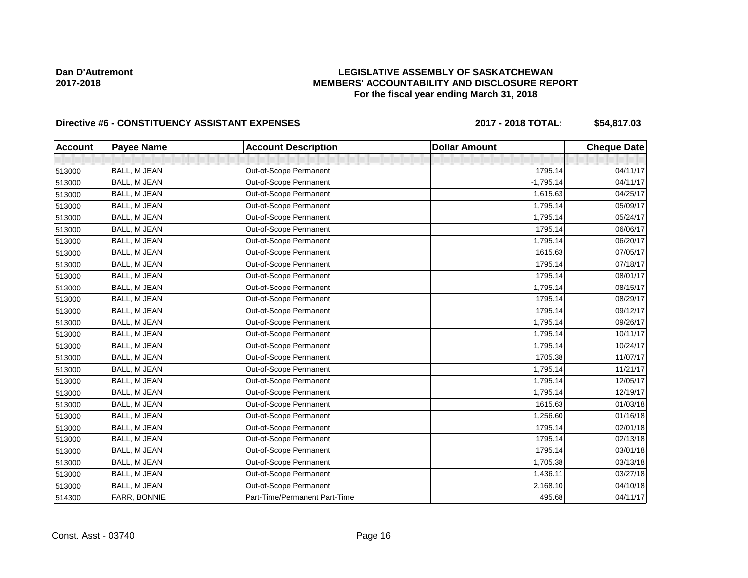**Dan D'Autremont**
**2017-2018**

# LEGISLATIVE ASSEMBLY OF SASKATCHEWAN
## MEMBERS' ACCOUNTABILITY AND DISCLOSURE REPORT
### For the fiscal year ending March 31, 2018

**Directive #6 - CONSTITUENCY ASSISTANT EXPENSES** **2017 - 2018 TOTAL: $54,817.03**

| Account | Payee Name | Account Description | Dollar Amount | Cheque Date |
|---|---|---|---|---|
| | | | | |
| 513000 | BALL, M JEAN | Out-of-Scope Permanent | 1795.14 | 04/11/17 |
| 513000 | BALL, M JEAN | Out-of-Scope Permanent | -1,795.14 | 04/11/17 |
| 513000 | BALL, M JEAN | Out-of-Scope Permanent | 1,615.63 | 04/25/17 |
| 513000 | BALL, M JEAN | Out-of-Scope Permanent | 1,795.14 | 05/09/17 |
| 513000 | BALL, M JEAN | Out-of-Scope Permanent | 1,795.14 | 05/24/17 |
| 513000 | BALL, M JEAN | Out-of-Scope Permanent | 1795.14 | 06/06/17 |
| 513000 | BALL, M JEAN | Out-of-Scope Permanent | 1,795.14 | 06/20/17 |
| 513000 | BALL, M JEAN | Out-of-Scope Permanent | 1615.63 | 07/05/17 |
| 513000 | BALL, M JEAN | Out-of-Scope Permanent | 1795.14 | 07/18/17 |
| 513000 | BALL, M JEAN | Out-of-Scope Permanent | 1795.14 | 08/01/17 |
| 513000 | BALL, M JEAN | Out-of-Scope Permanent | 1,795.14 | 08/15/17 |
| 513000 | BALL, M JEAN | Out-of-Scope Permanent | 1795.14 | 08/29/17 |
| 513000 | BALL, M JEAN | Out-of-Scope Permanent | 1795.14 | 09/12/17 |
| 513000 | BALL, M JEAN | Out-of-Scope Permanent | 1,795.14 | 09/26/17 |
| 513000 | BALL, M JEAN | Out-of-Scope Permanent | 1,795.14 | 10/11/17 |
| 513000 | BALL, M JEAN | Out-of-Scope Permanent | 1,795.14 | 10/24/17 |
| 513000 | BALL, M JEAN | Out-of-Scope Permanent | 1705.38 | 11/07/17 |
| 513000 | BALL, M JEAN | Out-of-Scope Permanent | 1,795.14 | 11/21/17 |
| 513000 | BALL, M JEAN | Out-of-Scope Permanent | 1,795.14 | 12/05/17 |
| 513000 | BALL, M JEAN | Out-of-Scope Permanent | 1,795.14 | 12/19/17 |
| 513000 | BALL, M JEAN | Out-of-Scope Permanent | 1615.63 | 01/03/18 |
| 513000 | BALL, M JEAN | Out-of-Scope Permanent | 1,256.60 | 01/16/18 |
| 513000 | BALL, M JEAN | Out-of-Scope Permanent | 1795.14 | 02/01/18 |
| 513000 | BALL, M JEAN | Out-of-Scope Permanent | 1795.14 | 02/13/18 |
| 513000 | BALL, M JEAN | Out-of-Scope Permanent | 1795.14 | 03/01/18 |
| 513000 | BALL, M JEAN | Out-of-Scope Permanent | 1,705.38 | 03/13/18 |
| 513000 | BALL, M JEAN | Out-of-Scope Permanent | 1,436.11 | 03/27/18 |
| 513000 | BALL, M JEAN | Out-of-Scope Permanent | 2,168.10 | 04/10/18 |
| 514300 | FARR, BONNIE | Part-Time/Permanent Part-Time | 495.68 | 04/11/17 |

Const. Asst - 03740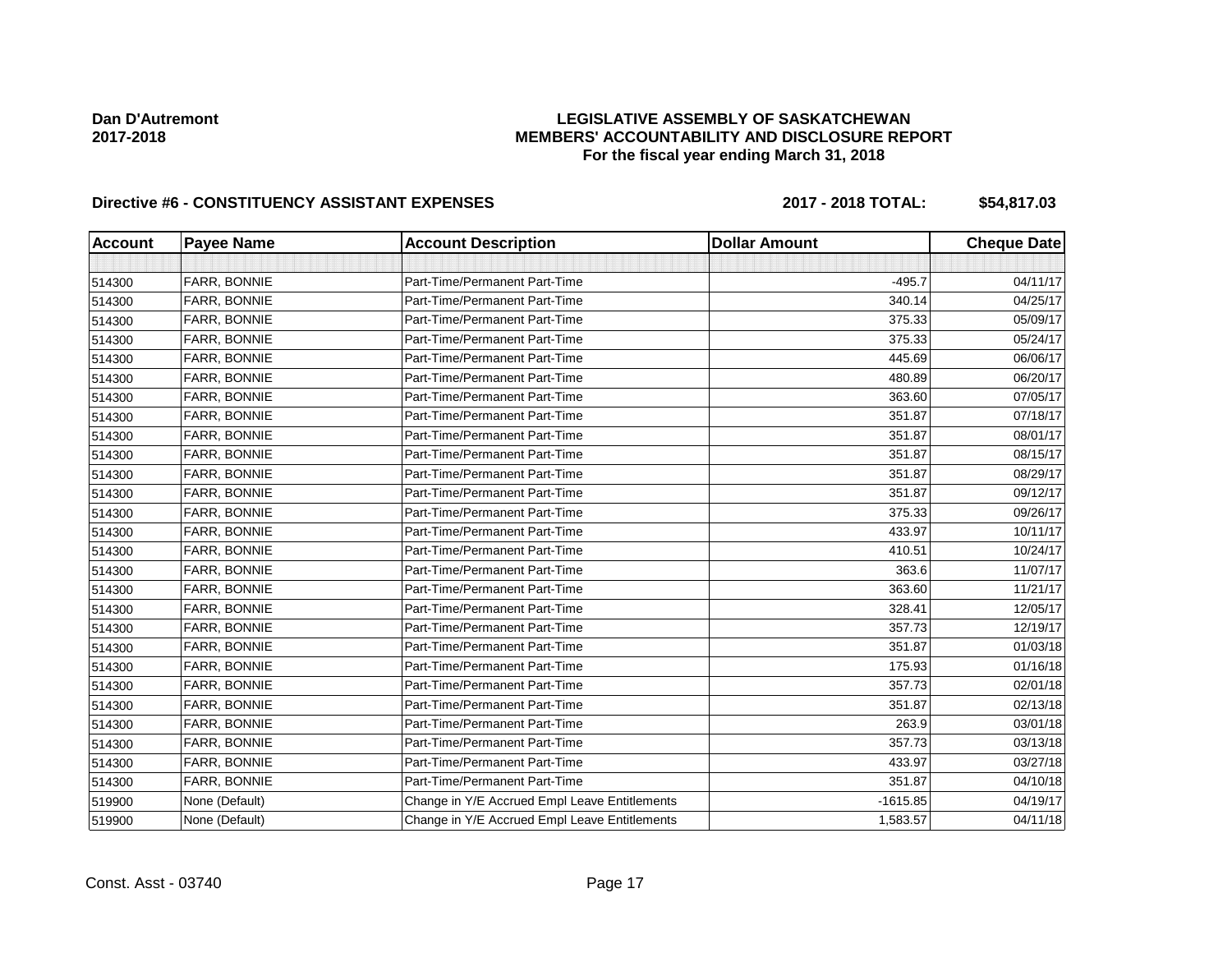Dan D'Autremont
2017-2018

**LEGISLATIVE ASSEMBLY OF SASKATCHEWAN**
**MEMBERS' ACCOUNTABILITY AND DISCLOSURE REPORT**
**For the fiscal year ending March 31, 2018**

**Directive #6 - CONSTITUENCY ASSISTANT EXPENSES** **2017 - 2018 TOTAL: $54,817.03**

| Account | Payee Name | Account Description | Dollar Amount | Cheque Date |
|---|---|---|---|---|
| | | | | |
| 514300 | FARR, BONNIE | Part-Time/Permanent Part-Time | -495.7 | 04/11/17 |
| 514300 | FARR, BONNIE | Part-Time/Permanent Part-Time | 340.14 | 04/25/17 |
| 514300 | FARR, BONNIE | Part-Time/Permanent Part-Time | 375.33 | 05/09/17 |
| 514300 | FARR, BONNIE | Part-Time/Permanent Part-Time | 375.33 | 05/24/17 |
| 514300 | FARR, BONNIE | Part-Time/Permanent Part-Time | 445.69 | 06/06/17 |
| 514300 | FARR, BONNIE | Part-Time/Permanent Part-Time | 480.89 | 06/20/17 |
| 514300 | FARR, BONNIE | Part-Time/Permanent Part-Time | 363.60 | 07/05/17 |
| 514300 | FARR, BONNIE | Part-Time/Permanent Part-Time | 351.87 | 07/18/17 |
| 514300 | FARR, BONNIE | Part-Time/Permanent Part-Time | 351.87 | 08/01/17 |
| 514300 | FARR, BONNIE | Part-Time/Permanent Part-Time | 351.87 | 08/15/17 |
| 514300 | FARR, BONNIE | Part-Time/Permanent Part-Time | 351.87 | 08/29/17 |
| 514300 | FARR, BONNIE | Part-Time/Permanent Part-Time | 351.87 | 09/12/17 |
| 514300 | FARR, BONNIE | Part-Time/Permanent Part-Time | 375.33 | 09/26/17 |
| 514300 | FARR, BONNIE | Part-Time/Permanent Part-Time | 433.97 | 10/11/17 |
| 514300 | FARR, BONNIE | Part-Time/Permanent Part-Time | 410.51 | 10/24/17 |
| 514300 | FARR, BONNIE | Part-Time/Permanent Part-Time | 363.6 | 11/07/17 |
| 514300 | FARR, BONNIE | Part-Time/Permanent Part-Time | 363.60 | 11/21/17 |
| 514300 | FARR, BONNIE | Part-Time/Permanent Part-Time | 328.41 | 12/05/17 |
| 514300 | FARR, BONNIE | Part-Time/Permanent Part-Time | 357.73 | 12/19/17 |
| 514300 | FARR, BONNIE | Part-Time/Permanent Part-Time | 351.87 | 01/03/18 |
| 514300 | FARR, BONNIE | Part-Time/Permanent Part-Time | 175.93 | 01/16/18 |
| 514300 | FARR, BONNIE | Part-Time/Permanent Part-Time | 357.73 | 02/01/18 |
| 514300 | FARR, BONNIE | Part-Time/Permanent Part-Time | 351.87 | 02/13/18 |
| 514300 | FARR, BONNIE | Part-Time/Permanent Part-Time | 263.9 | 03/01/18 |
| 514300 | FARR, BONNIE | Part-Time/Permanent Part-Time | 357.73 | 03/13/18 |
| 514300 | FARR, BONNIE | Part-Time/Permanent Part-Time | 433.97 | 03/27/18 |
| 514300 | FARR, BONNIE | Part-Time/Permanent Part-Time | 351.87 | 04/10/18 |
| 519900 | None (Default) | Change in Y/E Accrued Empl Leave Entitlements | -1615.85 | 04/19/17 |
| 519900 | None (Default) | Change in Y/E Accrued Empl Leave Entitlements | 1,583.57 | 04/11/18 |

Const. Asst - 03740